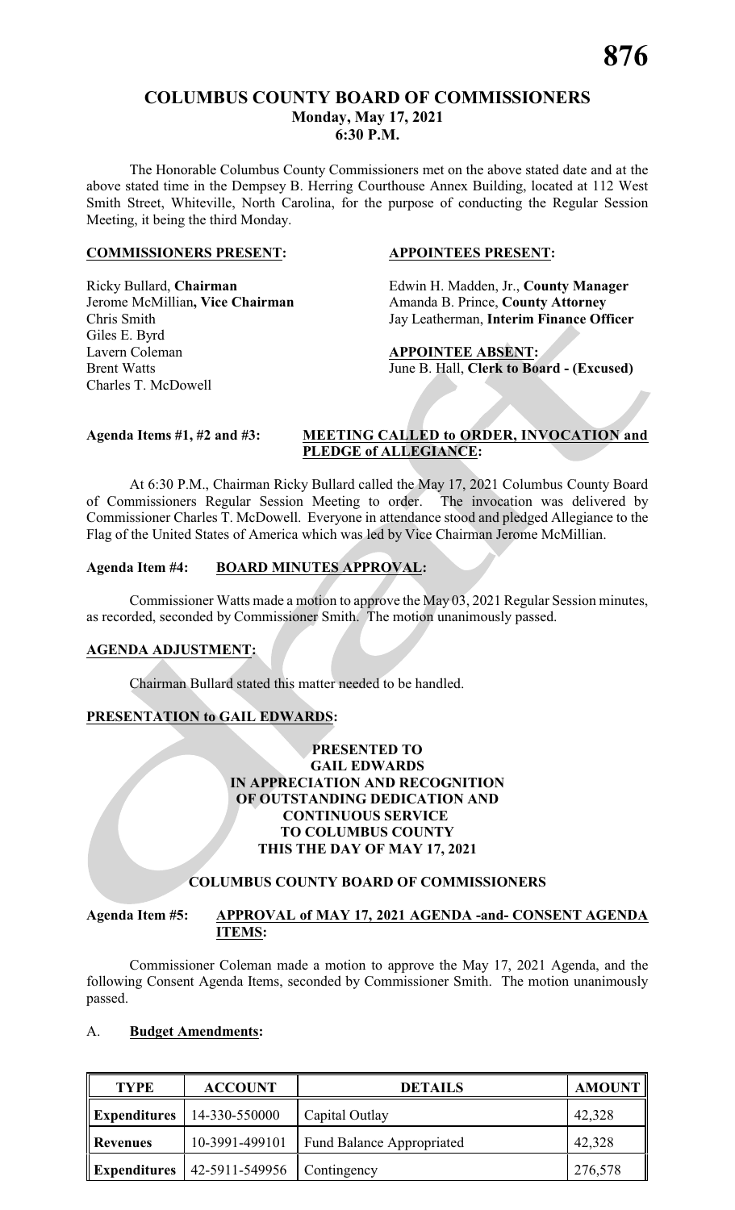# COLUMBUS COUNTY BOARD OF COMMISSIONERS
## Monday, May 17, 2021
## 6:30 P.M.

The Honorable Columbus County Commissioners met on the above stated date and at the above stated time in the Dempsey B. Herring Courthouse Annex Building, located at 112 West Smith Street, Whiteville, North Carolina, for the purpose of conducting the Regular Session Meeting, it being the third Monday.

**COMMISSIONERS PRESENT:**

Ricky Bullard, **Chairman**
Jerome McMillian**, Vice Chairman**
Chris Smith
Giles E. Byrd
Lavern Coleman
Brent Watts
Charles T. McDowell

**APPOINTEES PRESENT:**

Edwin H. Madden, Jr., **County Manager**
Amanda B. Prince, **County Attorney**
Jay Leatherman, **Interim Finance Officer**

**APPOINTEE ABSENT:**

June B. Hall, **Clerk to Board - (Excused)**

**Agenda Items #1, #2 and #3: MEETING CALLED to ORDER, INVOCATION and PLEDGE of ALLEGIANCE:**

At 6:30 P.M., Chairman Ricky Bullard called the May 17, 2021 Columbus County Board of Commissioners Regular Session Meeting to order. The invocation was delivered by Commissioner Charles T. McDowell. Everyone in attendance stood and pledged Allegiance to the Flag of the United States of America which was led by Vice Chairman Jerome McMillian.

**Agenda Item #4: BOARD MINUTES APPROVAL:**

Commissioner Watts made a motion to approve the May 03, 2021 Regular Session minutes, as recorded, seconded by Commissioner Smith. The motion unanimously passed.

**AGENDA ADJUSTMENT:**

Chairman Bullard stated this matter needed to be handled.

**PRESENTATION to GAIL EDWARDS:**

**PRESENTED TO**
**GAIL EDWARDS**
**IN APPRECIATION AND RECOGNITION**
**OF OUTSTANDING DEDICATION AND**
**CONTINUOUS SERVICE**
**TO COLUMBUS COUNTY**
**THIS THE DAY OF MAY 17, 2021**

**COLUMBUS COUNTY BOARD OF COMMISSIONERS**

**Agenda Item #5: APPROVAL of MAY 17, 2021 AGENDA -and- CONSENT AGENDA ITEMS:**

Commissioner Coleman made a motion to approve the May 17, 2021 Agenda, and the following Consent Agenda Items, seconded by Commissioner Smith. The motion unanimously passed.

A. **Budget Amendments:**

| TYPE | ACCOUNT | DETAILS | AMOUNT |
|---|---|---|---|
| **Expenditures** | 14-330-550000 | Capital Outlay | 42,328 |
| **Revenues** | 10-3991-499101 | Fund Balance Appropriated | 42,328 |
| **Expenditures** | 42-5911-549956 | Contingency | 276,578 |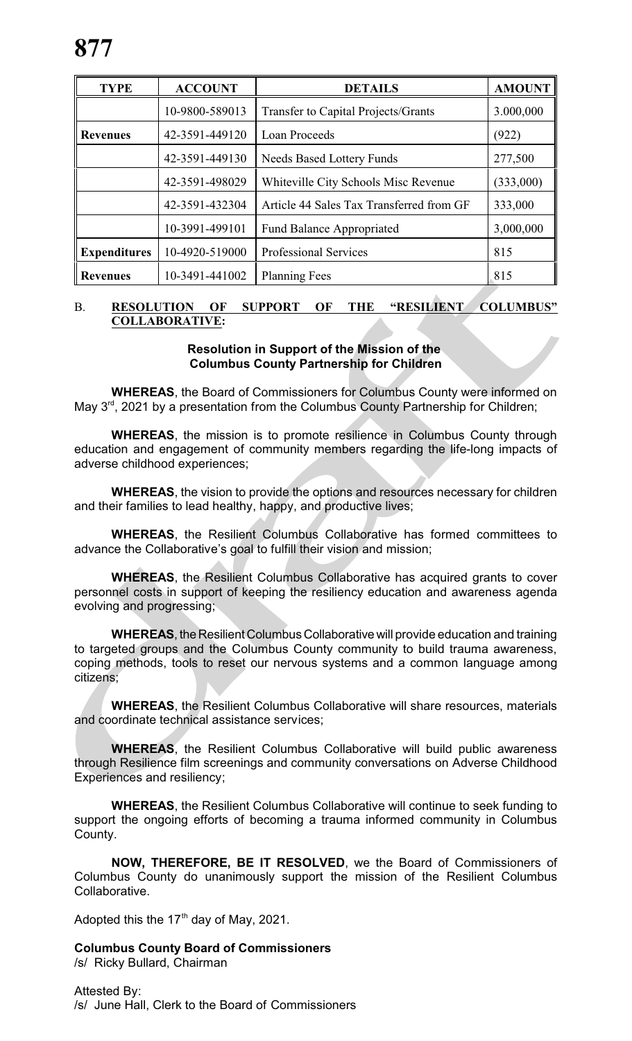| TYPE | ACCOUNT | DETAILS | AMOUNT |
|---|---|---|---|
| | 10-9800-589013 | Transfer to Capital Projects/Grants | 3.000,000 |
| **Revenues** | 42-3591-449120 | Loan Proceeds | (922) |
| | 42-3591-449130 | Needs Based Lottery Funds | 277,500 |
| | 42-3591-498029 | Whiteville City Schools Misc Revenue | (333,000) |
| | 42-3591-432304 | Article 44 Sales Tax Transferred from GF | 333,000 |
| | 10-3991-499101 | Fund Balance Appropriated | 3,000,000 |
| **Expenditures** | 10-4920-519000 | Professional Services | 815 |
| **Revenues** | 10-3491-441002 | Planning Fees | 815 |

B. **RESOLUTION OF SUPPORT OF THE "RESILIENT COLUMBUS" COLLABORATIVE:**

**Resolution in Support of the Mission of the Columbus County Partnership for Children**

**WHEREAS**, the Board of Commissioners for Columbus County were informed on May 3rd, 2021 by a presentation from the Columbus County Partnership for Children;

**WHEREAS**, the mission is to promote resilience in Columbus County through education and engagement of community members regarding the life-long impacts of adverse childhood experiences;

**WHEREAS**, the vision to provide the options and resources necessary for children and their families to lead healthy, happy, and productive lives;

**WHEREAS**, the Resilient Columbus Collaborative has formed committees to advance the Collaborative's goal to fulfill their vision and mission;

**WHEREAS**, the Resilient Columbus Collaborative has acquired grants to cover personnel costs in support of keeping the resiliency education and awareness agenda evolving and progressing;

**WHEREAS**, the Resilient Columbus Collaborative will provide education and training to targeted groups and the Columbus County community to build trauma awareness, coping methods, tools to reset our nervous systems and a common language among citizens;

**WHEREAS**, the Resilient Columbus Collaborative will share resources, materials and coordinate technical assistance services;

**WHEREAS**, the Resilient Columbus Collaborative will build public awareness through Resilience film screenings and community conversations on Adverse Childhood Experiences and resiliency;

**WHEREAS**, the Resilient Columbus Collaborative will continue to seek funding to support the ongoing efforts of becoming a trauma informed community in Columbus County.

**NOW, THEREFORE, BE IT RESOLVED**, we the Board of Commissioners of Columbus County do unanimously support the mission of the Resilient Columbus Collaborative.

Adopted this the 17th day of May, 2021.

**Columbus County Board of Commissioners**
/s/ Ricky Bullard, Chairman

Attested By:
/s/ June Hall, Clerk to the Board of Commissioners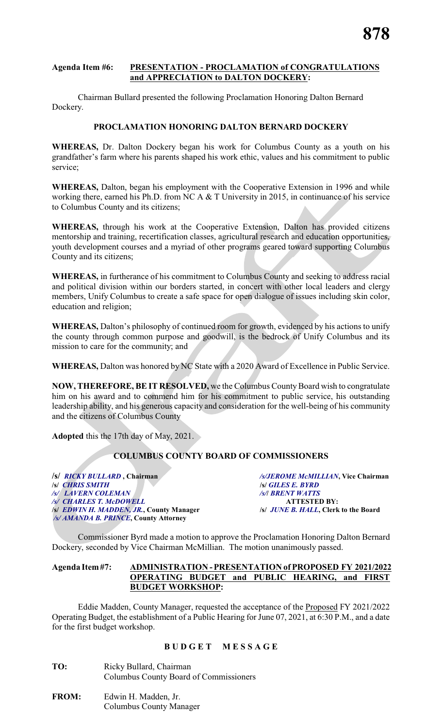**Agenda Item #6: PRESENTATION - PROCLAMATION of CONGRATULATIONS and APPRECIATION to DALTON DOCKERY:**

Chairman Bullard presented the following Proclamation Honoring Dalton Bernard Dockery.

**PROCLAMATION HONORING DALTON BERNARD DOCKERY**

**WHEREAS,** Dr. Dalton Dockery began his work for Columbus County as a youth on his grandfather's farm where his parents shaped his work ethic, values and his commitment to public service;

**WHEREAS,** Dalton, began his employment with the Cooperative Extension in 1996 and while working there, earned his Ph.D. from NC A & T University in 2015, in continuance of his service to Columbus County and its citizens;

**WHEREAS,** through his work at the Cooperative Extension, Dalton has provided citizens mentorship and training, recertification classes, agricultural research and education opportunities, youth development courses and a myriad of other programs geared toward supporting Columbus County and its citizens;

**WHEREAS,** in furtherance of his commitment to Columbus County and seeking to address racial and political division within our borders started, in concert with other local leaders and clergy members, Unify Columbus to create a safe space for open dialogue of issues including skin color, education and religion;

**WHEREAS,** Dalton's philosophy of continued room for growth, evidenced by his actions to unify the county through common purpose and goodwill, is the bedrock of Unify Columbus and its mission to care for the community; and

**WHEREAS,** Dalton was honored by NC State with a 2020 Award of Excellence in Public Service.

**NOW, THEREFORE, BE IT RESOLVED,** we the Columbus County Board wish to congratulate him on his award and to commend him for his commitment to public service, his outstanding leadership ability, and his generous capacity and consideration for the well-being of his community and the citizens of Columbus County

**Adopted** this the 17th day of May, 2021.

**COLUMBUS COUNTY BOARD OF COMMISSIONERS**

/s/ *RICKY BULLARD*, **Chairman**
/s/ *CHRIS SMITH*
/s/ *LAVERN COLEMAN*
/s/ *CHARLES T. McDOWELL*
/s/ *EDWIN H. MADDEN, JR.*, **County Manager**
/s/ *AMANDA B. PRINCE*, **County Attorney**

/s/ *JEROME McMILLIAN*, **Vice Chairman**
/s/ *GILES E. BYRD*
/s/ *BRENT WATTS*
**ATTESTED BY:**
/s/ *JUNE B. HALL*, **Clerk to the Board**

Commissioner Byrd made a motion to approve the Proclamation Honoring Dalton Bernard Dockery, seconded by Vice Chairman McMillian. The motion unanimously passed.

**Agenda Item #7: ADMINISTRATION - PRESENTATION of PROPOSED FY 2021/2022 OPERATING BUDGET and PUBLIC HEARING, and FIRST BUDGET WORKSHOP:**

Eddie Madden, County Manager, requested the acceptance of the Proposed FY 2021/2022 Operating Budget, the establishment of a Public Hearing for June 07, 2021, at 6:30 P.M., and a date for the first budget workshop.

**B U D G E T M E S S A G E**

**TO:** Ricky Bullard, Chairman
Columbus County Board of Commissioners

**FROM:** Edwin H. Madden, Jr.
Columbus County Manager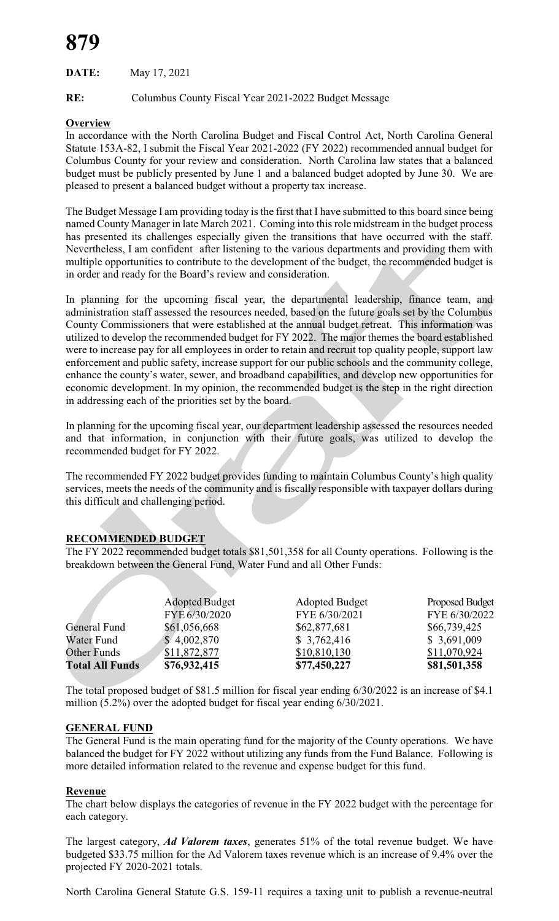**DATE:** May 17, 2021

**RE:** Columbus County Fiscal Year 2021-2022 Budget Message

**Overview**

In accordance with the North Carolina Budget and Fiscal Control Act, North Carolina General Statute 153A-82, I submit the Fiscal Year 2021-2022 (FY 2022) recommended annual budget for Columbus County for your review and consideration. North Carolina law states that a balanced budget must be publicly presented by June 1 and a balanced budget adopted by June 30. We are pleased to present a balanced budget without a property tax increase.

The Budget Message I am providing today is the first that I have submitted to this board since being named County Manager in late March 2021. Coming into this role midstream in the budget process has presented its challenges especially given the transitions that have occurred with the staff. Nevertheless, I am confident after listening to the various departments and providing them with multiple opportunities to contribute to the development of the budget, the recommended budget is in order and ready for the Board's review and consideration.

In planning for the upcoming fiscal year, the departmental leadership, finance team, and administration staff assessed the resources needed, based on the future goals set by the Columbus County Commissioners that were established at the annual budget retreat. This information was utilized to develop the recommended budget for FY 2022. The major themes the board established were to increase pay for all employees in order to retain and recruit top quality people, support law enforcement and public safety, increase support for our public schools and the community college, enhance the county's water, sewer, and broadband capabilities, and develop new opportunities for economic development. In my opinion, the recommended budget is the step in the right direction in addressing each of the priorities set by the board.

In planning for the upcoming fiscal year, our department leadership assessed the resources needed and that information, in conjunction with their future goals, was utilized to develop the recommended budget for FY 2022.

The recommended FY 2022 budget provides funding to maintain Columbus County's high quality services, meets the needs of the community and is fiscally responsible with taxpayer dollars during this difficult and challenging period.

**RECOMMENDED BUDGET**

The FY 2022 recommended budget totals $81,501,358 for all County operations. Following is the breakdown between the General Fund, Water Fund and all Other Funds:

| | Adopted Budget FYE 6/30/2020 | Adopted Budget FYE 6/30/2021 | Proposed Budget FYE 6/30/2022 |
|---|---|---|---|
| General Fund | $61,056,668 | $62,877,681 | $66,739,425 |
| Water Fund | $ 4,002,870 | $ 3,762,416 | $ 3,691,009 |
| Other Funds | $11,872,877 | $10,810,130 | $11,070,924 |
| **Total All Funds** | **$76,932,415** | **$77,450,227** | **$81,501,358** |

The total proposed budget of $81.5 million for fiscal year ending 6/30/2022 is an increase of $4.1 million (5.2%) over the adopted budget for fiscal year ending 6/30/2021.

**GENERAL FUND**

The General Fund is the main operating fund for the majority of the County operations. We have balanced the budget for FY 2022 without utilizing any funds from the Fund Balance. Following is more detailed information related to the revenue and expense budget for this fund.

**Revenue**

The chart below displays the categories of revenue in the FY 2022 budget with the percentage for each category.

The largest category, ***Ad Valorem taxes***, generates 51% of the total revenue budget. We have budgeted $33.75 million for the Ad Valorem taxes revenue which is an increase of 9.4% over the projected FY 2020-2021 totals.

North Carolina General Statute G.S. 159-11 requires a taxing unit to publish a revenue-neutral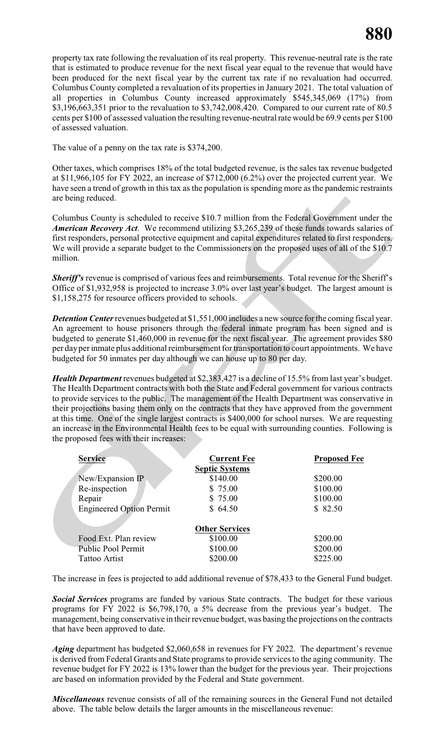property tax rate following the revaluation of its real property. This revenue-neutral rate is the rate that is estimated to produce revenue for the next fiscal year equal to the revenue that would have been produced for the next fiscal year by the current tax rate if no revaluation had occurred. Columbus County completed a revaluation of its properties in January 2021. The total valuation of all properties in Columbus County increased approximately $545,345,069 (17%) from $3,196,663,351 prior to the revaluation to $3,742,008,420. Compared to our current rate of 80.5 cents per $100 of assessed valuation the resulting revenue-neutral rate would be 69.9 cents per $100 of assessed valuation.

The value of a penny on the tax rate is $374,200.

Other taxes, which comprises 18% of the total budgeted revenue, is the sales tax revenue budgeted at $11,966,105 for FY 2022, an increase of $712,000 (6.2%) over the projected current year. We have seen a trend of growth in this tax as the population is spending more as the pandemic restraints are being reduced.

Columbus County is scheduled to receive $10.7 million from the Federal Government under the ***American Recovery Act***. We recommend utilizing $3,265,239 of these funds towards salaries of first responders, personal protective equipment and capital expenditures related to first responders. We will provide a separate budget to the Commissioners on the proposed uses of all of the $10.7 million.

***Sheriff's*** revenue is comprised of various fees and reimbursements. Total revenue for the Sheriff's Office of $1,932,958 is projected to increase 3.0% over last year's budget. The largest amount is $1,158,275 for resource officers provided to schools.

***Detention Center*** revenues budgeted at $1,551,000 includes a new source for the coming fiscal year. An agreement to house prisoners through the federal inmate program has been signed and is budgeted to generate $1,460,000 in revenue for the next fiscal year. The agreement provides $80 per day per inmate plus additional reimbursement for transportation to court appointments. We have budgeted for 50 inmates per day although we can house up to 80 per day.

***Health Department*** revenues budgeted at $2,383,427 is a decline of 15.5% from last year's budget. The Health Department contracts with both the State and Federal government for various contracts to provide services to the public. The management of the Health Department was conservative in their projections basing them only on the contracts that they have approved from the government at this time. One of the single largest contracts is $400,000 for school nurses. We are requesting an increase in the Environmental Health fees to be equal with surrounding counties. Following is the proposed fees with their increases:

| Service | Current Fee | Proposed Fee |
|---|---|---|
| | **Septic Systems** | |
| New/Expansion IP | $140.00 | $200.00 |
| Re-inspection | $ 75.00 | $100.00 |
| Repair | $ 75.00 | $100.00 |
| Engineered Option Permit | $ 64.50 | $ 82.50 |
| | **Other Services** | |
| Food Ext. Plan review | $100.00 | $200.00 |
| Public Pool Permit | $100.00 | $200.00 |
| Tattoo Artist | $200.00 | $225.00 |

The increase in fees is projected to add additional revenue of $78,433 to the General Fund budget.

***Social Services*** programs are funded by various State contracts. The budget for these various programs for FY 2022 is $6,798,170, a 5% decrease from the previous year's budget. The management, being conservative in their revenue budget, was basing the projections on the contracts that have been approved to date.

***Aging*** department has budgeted $2,060,658 in revenues for FY 2022. The department's revenue is derived from Federal Grants and State programs to provide services to the aging community. The revenue budget for FY 2022 is 13% lower than the budget for the previous year. Their projections are based on information provided by the Federal and State government.

***Miscellaneous*** revenue consists of all of the remaining sources in the General Fund not detailed above. The table below details the larger amounts in the miscellaneous revenue: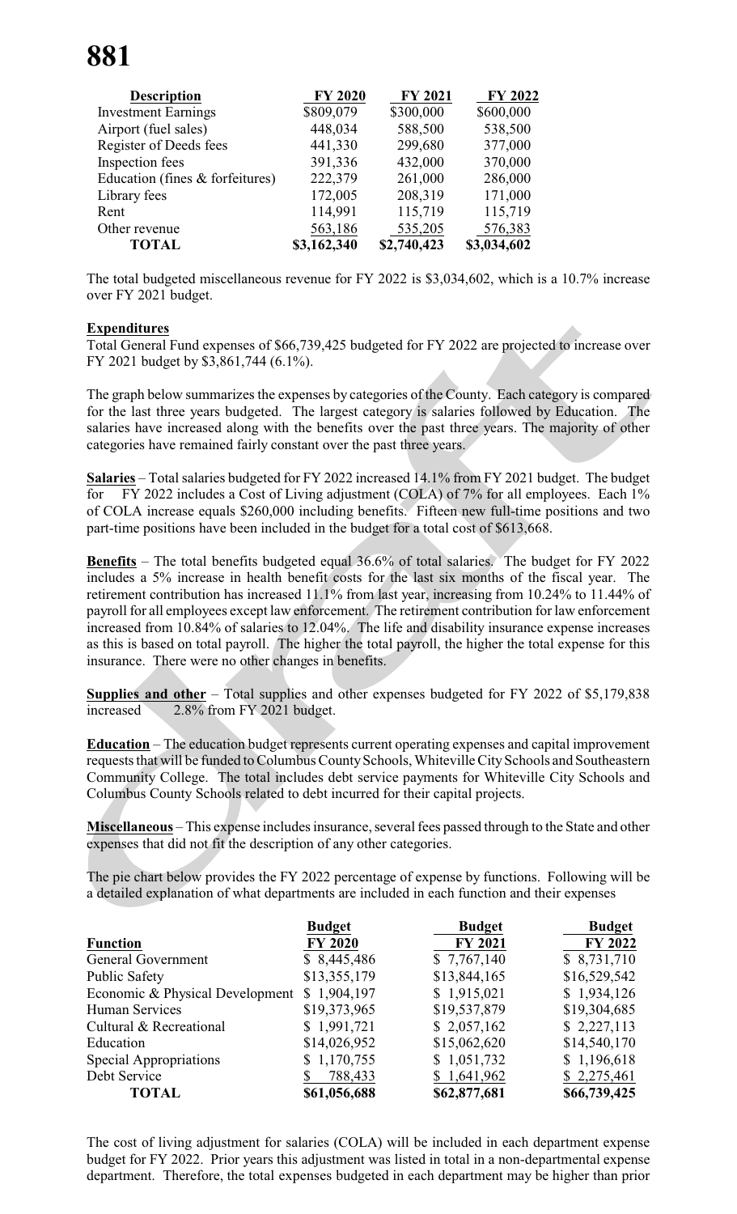| Description | FY 2020 | FY 2021 | FY 2022 |
|---|---|---|---|
| Investment Earnings | $809,079 | $300,000 | $600,000 |
| Airport (fuel sales) | 448,034 | 588,500 | 538,500 |
| Register of Deeds fees | 441,330 | 299,680 | 377,000 |
| Inspection fees | 391,336 | 432,000 | 370,000 |
| Education (fines & forfeitures) | 222,379 | 261,000 | 286,000 |
| Library fees | 172,005 | 208,319 | 171,000 |
| Rent | 114,991 | 115,719 | 115,719 |
| Other revenue | 563,186 | 535,205 | 576,383 |
| **TOTAL** | **$3,162,340** | **$2,740,423** | **$3,034,602** |

The total budgeted miscellaneous revenue for FY 2022 is $3,034,602, which is a 10.7% increase over FY 2021 budget.

**Expenditures**

Total General Fund expenses of $66,739,425 budgeted for FY 2022 are projected to increase over FY 2021 budget by $3,861,744 (6.1%).

The graph below summarizes the expenses by categories of the County. Each category is compared for the last three years budgeted. The largest category is salaries followed by Education. The salaries have increased along with the benefits over the past three years. The majority of other categories have remained fairly constant over the past three years.

**Salaries** – Total salaries budgeted for FY 2022 increased 14.1% from FY 2021 budget. The budget for FY 2022 includes a Cost of Living adjustment (COLA) of 7% for all employees. Each 1% of COLA increase equals $260,000 including benefits. Fifteen new full-time positions and two part-time positions have been included in the budget for a total cost of $613,668.

**Benefits** – The total benefits budgeted equal 36.6% of total salaries. The budget for FY 2022 includes a 5% increase in health benefit costs for the last six months of the fiscal year. The retirement contribution has increased 11.1% from last year, increasing from 10.24% to 11.44% of payroll for all employees except law enforcement. The retirement contribution for law enforcement increased from 10.84% of salaries to 12.04%. The life and disability insurance expense increases as this is based on total payroll. The higher the total payroll, the higher the total expense for this insurance. There were no other changes in benefits.

**Supplies and other** – Total supplies and other expenses budgeted for FY 2022 of $5,179,838 increased 2.8% from FY 2021 budget.

**Education** – The education budget represents current operating expenses and capital improvement requests that will be funded to Columbus County Schools, Whiteville City Schools and Southeastern Community College. The total includes debt service payments for Whiteville City Schools and Columbus County Schools related to debt incurred for their capital projects.

**Miscellaneous** – This expense includes insurance, several fees passed through to the State and other expenses that did not fit the description of any other categories.

The pie chart below provides the FY 2022 percentage of expense by functions. Following will be a detailed explanation of what departments are included in each function and their expenses

| Function | Budget FY 2020 | Budget FY 2021 | Budget FY 2022 |
|---|---|---|---|
| General Government | $ 8,445,486 | $ 7,767,140 | $ 8,731,710 |
| Public Safety | $13,355,179 | $13,844,165 | $16,529,542 |
| Economic & Physical Development | $ 1,904,197 | $ 1,915,021 | $ 1,934,126 |
| Human Services | $19,373,965 | $19,537,879 | $19,304,685 |
| Cultural & Recreational | $ 1,991,721 | $ 2,057,162 | $ 2,227,113 |
| Education | $14,026,952 | $15,062,620 | $14,540,170 |
| Special Appropriations | $ 1,170,755 | $ 1,051,732 | $ 1,196,618 |
| Debt Service | $ 788,433 | $ 1,641,962 | $ 2,275,461 |
| **TOTAL** | **$61,056,688** | **$62,877,681** | **$66,739,425** |

The cost of living adjustment for salaries (COLA) will be included in each department expense budget for FY 2022. Prior years this adjustment was listed in total in a non-departmental expense department. Therefore, the total expenses budgeted in each department may be higher than prior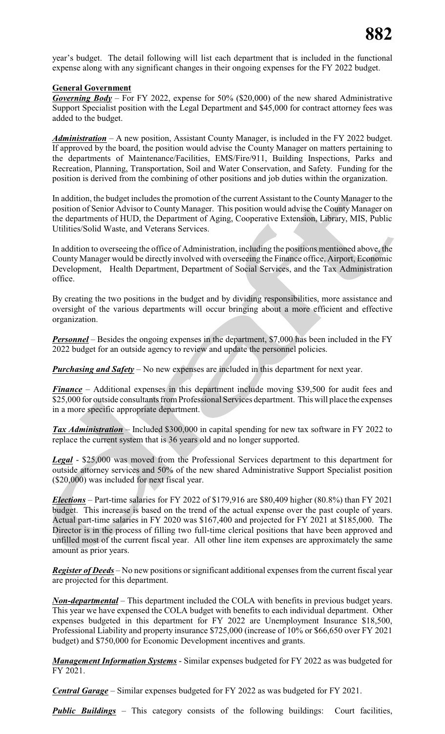year's budget. The detail following will list each department that is included in the functional expense along with any significant changes in their ongoing expenses for the FY 2022 budget.

**General Government**

***Governing Body*** – For FY 2022, expense for 50% ($20,000) of the new shared Administrative Support Specialist position with the Legal Department and $45,000 for contract attorney fees was added to the budget.

***Administration*** – A new position, Assistant County Manager, is included in the FY 2022 budget. If approved by the board, the position would advise the County Manager on matters pertaining to the departments of Maintenance/Facilities, EMS/Fire/911, Building Inspections, Parks and Recreation, Planning, Transportation, Soil and Water Conservation, and Safety. Funding for the position is derived from the combining of other positions and job duties within the organization.

In addition, the budget includes the promotion of the current Assistant to the County Manager to the position of Senior Advisor to County Manager. This position would advise the County Manager on the departments of HUD, the Department of Aging, Cooperative Extension, Library, MIS, Public Utilities/Solid Waste, and Veterans Services.

In addition to overseeing the office of Administration, including the positions mentioned above, the County Manager would be directly involved with overseeing the Finance office, Airport, Economic Development, Health Department, Department of Social Services, and the Tax Administration office.

By creating the two positions in the budget and by dividing responsibilities, more assistance and oversight of the various departments will occur bringing about a more efficient and effective organization.

***Personnel*** – Besides the ongoing expenses in the department, $7,000 has been included in the FY 2022 budget for an outside agency to review and update the personnel policies.

***Purchasing and Safety*** – No new expenses are included in this department for next year.

***Finance*** – Additional expenses in this department include moving $39,500 for audit fees and $25,000 for outside consultants from Professional Services department. This will place the expenses in a more specific appropriate department.

***Tax Administration*** – Included $300,000 in capital spending for new tax software in FY 2022 to replace the current system that is 36 years old and no longer supported.

***Legal*** - $25,000 was moved from the Professional Services department to this department for outside attorney services and 50% of the new shared Administrative Support Specialist position ($20,000) was included for next fiscal year.

***Elections*** – Part-time salaries for FY 2022 of $179,916 are $80,409 higher (80.8%) than FY 2021 budget. This increase is based on the trend of the actual expense over the past couple of years. Actual part-time salaries in FY 2020 was $167,400 and projected for FY 2021 at $185,000. The Director is in the process of filling two full-time clerical positions that have been approved and unfilled most of the current fiscal year. All other line item expenses are approximately the same amount as prior years.

***Register of Deeds*** – No new positions or significant additional expenses from the current fiscal year are projected for this department.

***Non-departmental*** – This department included the COLA with benefits in previous budget years. This year we have expensed the COLA budget with benefits to each individual department. Other expenses budgeted in this department for FY 2022 are Unemployment Insurance $18,500, Professional Liability and property insurance $725,000 (increase of 10% or $66,650 over FY 2021 budget) and $750,000 for Economic Development incentives and grants.

***Management Information Systems*** - Similar expenses budgeted for FY 2022 as was budgeted for FY 2021.

***Central Garage*** – Similar expenses budgeted for FY 2022 as was budgeted for FY 2021.

***Public Buildings*** – This category consists of the following buildings: Court facilities,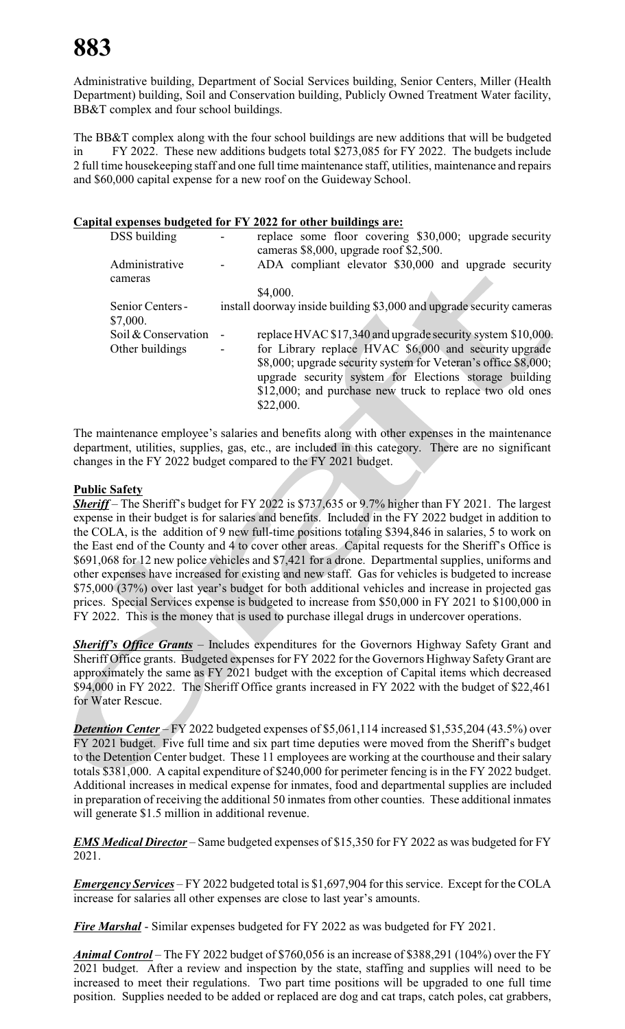Administrative building, Department of Social Services building, Senior Centers, Miller (Health Department) building, Soil and Conservation building, Publicly Owned Treatment Water facility, BB&T complex and four school buildings.

The BB&T complex along with the four school buildings are new additions that will be budgeted in FY 2022. These new additions budgets total $273,085 for FY 2022. The budgets include 2 full time housekeeping staff and one full time maintenance staff, utilities, maintenance and repairs and $60,000 capital expense for a new roof on the Guideway School.

**Capital expenses budgeted for FY 2022 for other buildings are:**

| | | |
|---|---|---|
| DSS building | - | replace some floor covering $30,000; upgrade security cameras $8,000, upgrade roof $2,500. |
| Administrative | - | ADA compliant elevator $30,000 and upgrade security cameras $4,000. |
| Senior Centers - | | install doorway inside building $3,000 and upgrade security cameras $7,000. |
| Soil & Conservation | - | replace HVAC $17,340 and upgrade security system $10,000. |
| Other buildings | - | for Library replace HVAC $6,000 and security upgrade $8,000; upgrade security system for Veteran's office $8,000; upgrade security system for Elections storage building $12,000; and purchase new truck to replace two old ones $22,000. |

The maintenance employee's salaries and benefits along with other expenses in the maintenance department, utilities, supplies, gas, etc., are included in this category. There are no significant changes in the FY 2022 budget compared to the FY 2021 budget.

**Public Safety**

***Sheriff*** – The Sheriff's budget for FY 2022 is $737,635 or 9.7% higher than FY 2021. The largest expense in their budget is for salaries and benefits. Included in the FY 2022 budget in addition to the COLA, is the addition of 9 new full-time positions totaling $394,846 in salaries, 5 to work on the East end of the County and 4 to cover other areas. Capital requests for the Sheriff's Office is $691,068 for 12 new police vehicles and $7,421 for a drone. Departmental supplies, uniforms and other expenses have increased for existing and new staff. Gas for vehicles is budgeted to increase $75,000 (37%) over last year's budget for both additional vehicles and increase in projected gas prices. Special Services expense is budgeted to increase from $50,000 in FY 2021 to $100,000 in FY 2022. This is the money that is used to purchase illegal drugs in undercover operations.

***Sheriff's Office Grants*** – Includes expenditures for the Governors Highway Safety Grant and Sheriff Office grants. Budgeted expenses for FY 2022 for the Governors Highway Safety Grant are approximately the same as FY 2021 budget with the exception of Capital items which decreased $94,000 in FY 2022. The Sheriff Office grants increased in FY 2022 with the budget of $22,461 for Water Rescue.

***Detention Center*** – FY 2022 budgeted expenses of $5,061,114 increased $1,535,204 (43.5%) over FY 2021 budget. Five full time and six part time deputies were moved from the Sheriff's budget to the Detention Center budget. These 11 employees are working at the courthouse and their salary totals $381,000. A capital expenditure of $240,000 for perimeter fencing is in the FY 2022 budget. Additional increases in medical expense for inmates, food and departmental supplies are included in preparation of receiving the additional 50 inmates from other counties. These additional inmates will generate $1.5 million in additional revenue.

***EMS Medical Director*** – Same budgeted expenses of $15,350 for FY 2022 as was budgeted for FY 2021.

***Emergency Services*** – FY 2022 budgeted total is $1,697,904 for this service. Except for the COLA increase for salaries all other expenses are close to last year's amounts.

***Fire Marshal*** - Similar expenses budgeted for FY 2022 as was budgeted for FY 2021.

***Animal Control*** – The FY 2022 budget of $760,056 is an increase of $388,291 (104%) over the FY 2021 budget. After a review and inspection by the state, staffing and supplies will need to be increased to meet their regulations. Two part time positions will be upgraded to one full time position. Supplies needed to be added or replaced are dog and cat traps, catch poles, cat grabbers,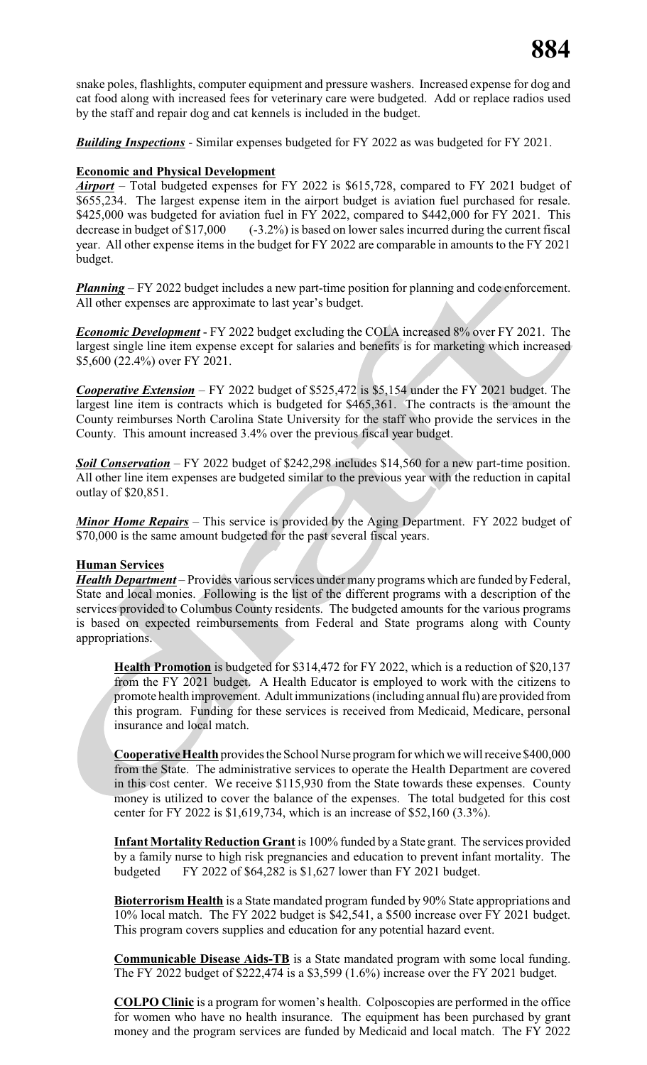snake poles, flashlights, computer equipment and pressure washers. Increased expense for dog and cat food along with increased fees for veterinary care were budgeted. Add or replace radios used by the staff and repair dog and cat kennels is included in the budget.

***Building Inspections*** - Similar expenses budgeted for FY 2022 as was budgeted for FY 2021.

**Economic and Physical Development**

***Airport*** – Total budgeted expenses for FY 2022 is $615,728, compared to FY 2021 budget of $655,234. The largest expense item in the airport budget is aviation fuel purchased for resale. $425,000 was budgeted for aviation fuel in FY 2022, compared to $442,000 for FY 2021. This decrease in budget of $17,000 (-3.2%) is based on lower sales incurred during the current fiscal year. All other expense items in the budget for FY 2022 are comparable in amounts to the FY 2021 budget.

***Planning*** – FY 2022 budget includes a new part-time position for planning and code enforcement. All other expenses are approximate to last year's budget.

***Economic Development*** - FY 2022 budget excluding the COLA increased 8% over FY 2021. The largest single line item expense except for salaries and benefits is for marketing which increased $5,600 (22.4%) over FY 2021.

***Cooperative Extension*** – FY 2022 budget of $525,472 is $5,154 under the FY 2021 budget. The largest line item is contracts which is budgeted for $465,361. The contracts is the amount the County reimburses North Carolina State University for the staff who provide the services in the County. This amount increased 3.4% over the previous fiscal year budget.

***Soil Conservation*** – FY 2022 budget of $242,298 includes $14,560 for a new part-time position. All other line item expenses are budgeted similar to the previous year with the reduction in capital outlay of $20,851.

***Minor Home Repairs*** – This service is provided by the Aging Department. FY 2022 budget of $70,000 is the same amount budgeted for the past several fiscal years.

**Human Services**

***Health Department*** – Provides various services under many programs which are funded by Federal, State and local monies. Following is the list of the different programs with a description of the services provided to Columbus County residents. The budgeted amounts for the various programs is based on expected reimbursements from Federal and State programs along with County appropriations.

**Health Promotion** is budgeted for $314,472 for FY 2022, which is a reduction of $20,137 from the FY 2021 budget. A Health Educator is employed to work with the citizens to promote health improvement. Adult immunizations (including annual flu) are provided from this program. Funding for these services is received from Medicaid, Medicare, personal insurance and local match.

**Cooperative Health** provides the School Nurse program for which we will receive $400,000 from the State. The administrative services to operate the Health Department are covered in this cost center. We receive $115,930 from the State towards these expenses. County money is utilized to cover the balance of the expenses. The total budgeted for this cost center for FY 2022 is $1,619,734, which is an increase of $52,160 (3.3%).

**Infant Mortality Reduction Grant** is 100% funded by a State grant. The services provided by a family nurse to high risk pregnancies and education to prevent infant mortality. The budgeted FY 2022 of $64,282 is $1,627 lower than FY 2021 budget.

**Bioterrorism Health** is a State mandated program funded by 90% State appropriations and 10% local match. The FY 2022 budget is $42,541, a $500 increase over FY 2021 budget. This program covers supplies and education for any potential hazard event.

**Communicable Disease Aids-TB** is a State mandated program with some local funding. The FY 2022 budget of $222,474 is a $3,599 (1.6%) increase over the FY 2021 budget.

**COLPO Clinic** is a program for women's health. Colposcopies are performed in the office for women who have no health insurance. The equipment has been purchased by grant money and the program services are funded by Medicaid and local match. The FY 2022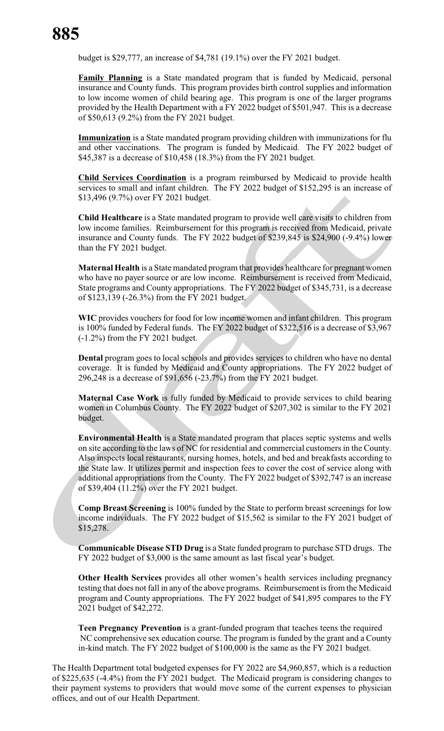budget is $29,777, an increase of $4,781 (19.1%) over the FY 2021 budget.

**Family Planning** is a State mandated program that is funded by Medicaid, personal insurance and County funds. This program provides birth control supplies and information to low income women of child bearing age. This program is one of the larger programs provided by the Health Department with a FY 2022 budget of $501,947. This is a decrease of $50,613 (9.2%) from the FY 2021 budget.

**Immunization** is a State mandated program providing children with immunizations for flu and other vaccinations. The program is funded by Medicaid. The FY 2022 budget of $45,387 is a decrease of $10,458 (18.3%) from the FY 2021 budget.

**Child Services Coordination** is a program reimbursed by Medicaid to provide health services to small and infant children. The FY 2022 budget of $152,295 is an increase of $13,496 (9.7%) over FY 2021 budget.

**Child Healthcare** is a State mandated program to provide well care visits to children from low income families. Reimbursement for this program is received from Medicaid, private insurance and County funds. The FY 2022 budget of $239,845 is $24,900 (-9.4%) lower than the FY 2021 budget.

**Maternal Health** is a State mandated program that provides healthcare for pregnant women who have no payer source or are low income. Reimbursement is received from Medicaid, State programs and County appropriations. The FY 2022 budget of $345,731, is a decrease of $123,139 (-26.3%) from the FY 2021 budget.

**WIC** provides vouchers for food for low income women and infant children. This program is 100% funded by Federal funds. The FY 2022 budget of $322,516 is a decrease of $3,967 (-1.2%) from the FY 2021 budget.

**Dental** program goes to local schools and provides services to children who have no dental coverage. It is funded by Medicaid and County appropriations. The FY 2022 budget of 296,248 is a decrease of $91,656 (-23.7%) from the FY 2021 budget.

**Maternal Case Work** is fully funded by Medicaid to provide services to child bearing women in Columbus County. The FY 2022 budget of $207,302 is similar to the FY 2021 budget.

**Environmental Health** is a State mandated program that places septic systems and wells on site according to the laws of NC for residential and commercial customers in the County. Also inspects local restaurants, nursing homes, hotels, and bed and breakfasts according to the State law. It utilizes permit and inspection fees to cover the cost of service along with additional appropriations from the County. The FY 2022 budget of $392,747 is an increase of $39,404 (11.2%) over the FY 2021 budget.

**Comp Breast Screening** is 100% funded by the State to perform breast screenings for low income individuals. The FY 2022 budget of $15,562 is similar to the FY 2021 budget of $15,278.

**Communicable Disease STD Drug** is a State funded program to purchase STD drugs. The FY 2022 budget of $3,000 is the same amount as last fiscal year's budget.

**Other Health Services** provides all other women's health services including pregnancy testing that does not fall in any of the above programs. Reimbursement is from the Medicaid program and County appropriations. The FY 2022 budget of $41,895 compares to the FY 2021 budget of $42,272.

**Teen Pregnancy Prevention** is a grant-funded program that teaches teens the required NC comprehensive sex education course. The program is funded by the grant and a County in-kind match. The FY 2022 budget of $100,000 is the same as the FY 2021 budget.

The Health Department total budgeted expenses for FY 2022 are $4,960,857, which is a reduction of $225,635 (-4.4%) from the FY 2021 budget. The Medicaid program is considering changes to their payment systems to providers that would move some of the current expenses to physician offices, and out of our Health Department.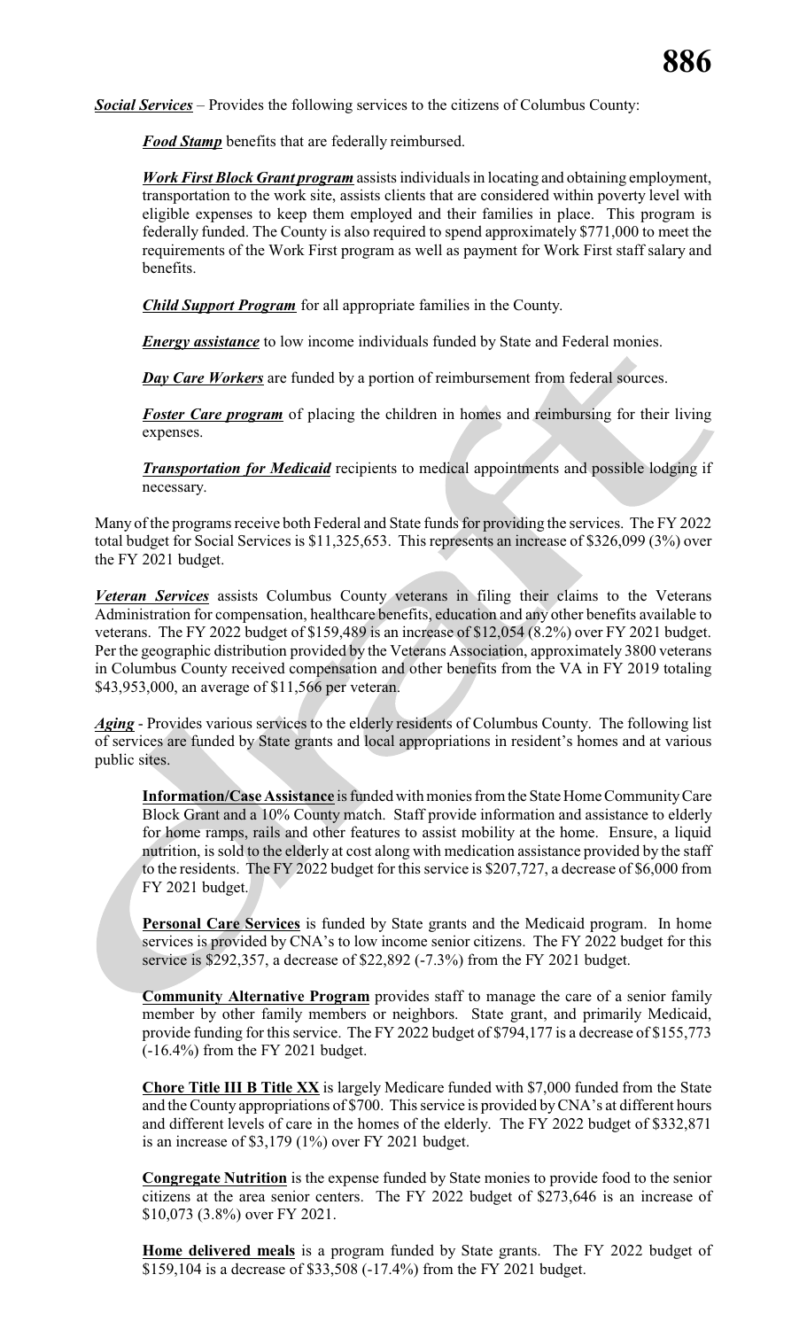***Social Services*** – Provides the following services to the citizens of Columbus County:

> ***Food Stamp*** benefits that are federally reimbursed.
>
> ***Work First Block Grant program*** assists individuals in locating and obtaining employment, transportation to the work site, assists clients that are considered within poverty level with eligible expenses to keep them employed and their families in place. This program is federally funded. The County is also required to spend approximately $771,000 to meet the requirements of the Work First program as well as payment for Work First staff salary and benefits.
>
> ***Child Support Program*** for all appropriate families in the County.
>
> ***Energy assistance*** to low income individuals funded by State and Federal monies.
>
> ***Day Care Workers*** are funded by a portion of reimbursement from federal sources.
>
> ***Foster Care program*** of placing the children in homes and reimbursing for their living expenses.
>
> ***Transportation for Medicaid*** recipients to medical appointments and possible lodging if necessary.

Many of the programs receive both Federal and State funds for providing the services. The FY 2022 total budget for Social Services is $11,325,653. This represents an increase of $326,099 (3%) over the FY 2021 budget.

***Veteran Services*** assists Columbus County veterans in filing their claims to the Veterans Administration for compensation, healthcare benefits, education and any other benefits available to veterans. The FY 2022 budget of $159,489 is an increase of $12,054 (8.2%) over FY 2021 budget. Per the geographic distribution provided by the Veterans Association, approximately 3800 veterans in Columbus County received compensation and other benefits from the VA in FY 2019 totaling $43,953,000, an average of $11,566 per veteran.

***Aging*** - Provides various services to the elderly residents of Columbus County. The following list of services are funded by State grants and local appropriations in resident's homes and at various public sites.

> **Information/Case Assistance** is funded with monies from the State Home Community Care Block Grant and a 10% County match. Staff provide information and assistance to elderly for home ramps, rails and other features to assist mobility at the home. Ensure, a liquid nutrition, is sold to the elderly at cost along with medication assistance provided by the staff to the residents. The FY 2022 budget for this service is $207,727, a decrease of $6,000 from FY 2021 budget.
>
> **Personal Care Services** is funded by State grants and the Medicaid program. In home services is provided by CNA's to low income senior citizens. The FY 2022 budget for this service is $292,357, a decrease of $22,892 (-7.3%) from the FY 2021 budget.
>
> **Community Alternative Program** provides staff to manage the care of a senior family member by other family members or neighbors. State grant, and primarily Medicaid, provide funding for this service. The FY 2022 budget of $794,177 is a decrease of $155,773 (-16.4%) from the FY 2021 budget.
>
> **Chore Title III B Title XX** is largely Medicare funded with $7,000 funded from the State and the County appropriations of $700. This service is provided by CNA's at different hours and different levels of care in the homes of the elderly. The FY 2022 budget of $332,871 is an increase of $3,179 (1%) over FY 2021 budget.
>
> **Congregate Nutrition** is the expense funded by State monies to provide food to the senior citizens at the area senior centers. The FY 2022 budget of $273,646 is an increase of $10,073 (3.8%) over FY 2021.
>
> **Home delivered meals** is a program funded by State grants. The FY 2022 budget of $159,104 is a decrease of $33,508 (-17.4%) from the FY 2021 budget.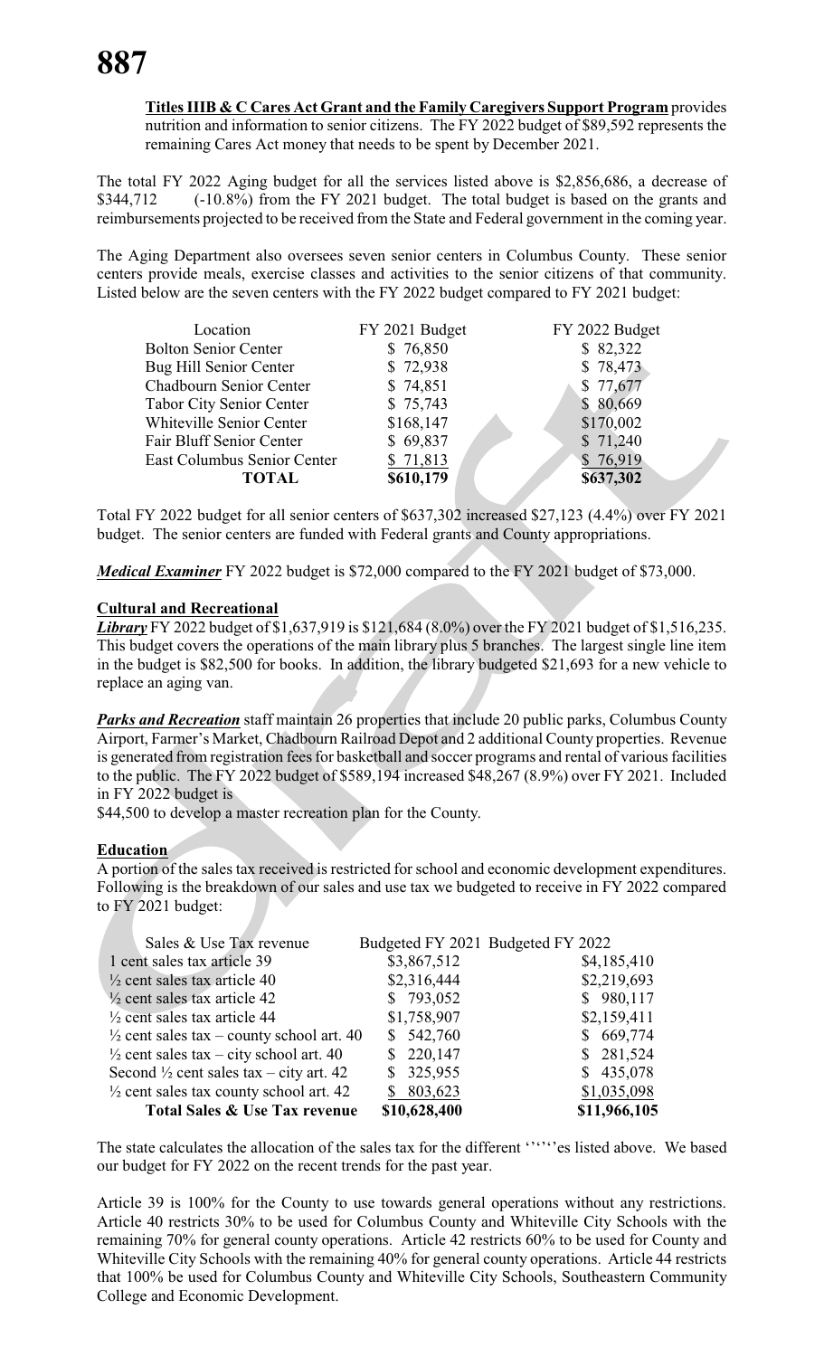**Titles IIIB & C Cares Act Grant and the Family Caregivers Support Program** provides nutrition and information to senior citizens. The FY 2022 budget of $89,592 represents the remaining Cares Act money that needs to be spent by December 2021.

The total FY 2022 Aging budget for all the services listed above is $2,856,686, a decrease of $344,712 (-10.8%) from the FY 2021 budget. The total budget is based on the grants and reimbursements projected to be received from the State and Federal government in the coming year.

The Aging Department also oversees seven senior centers in Columbus County. These senior centers provide meals, exercise classes and activities to the senior citizens of that community. Listed below are the seven centers with the FY 2022 budget compared to FY 2021 budget:

| Location | FY 2021 Budget | FY 2022 Budget |
|---|---|---|
| Bolton Senior Center | $ 76,850 | $ 82,322 |
| Bug Hill Senior Center | $ 72,938 | $ 78,473 |
| Chadbourn Senior Center | $ 74,851 | $ 77,677 |
| Tabor City Senior Center | $ 75,743 | $ 80,669 |
| Whiteville Senior Center | $168,147 | $170,002 |
| Fair Bluff Senior Center | $ 69,837 | $ 71,240 |
| East Columbus Senior Center | $ 71,813 | $ 76,919 |
| **TOTAL** | **$610,179** | **$637,302** |

Total FY 2022 budget for all senior centers of $637,302 increased $27,123 (4.4%) over FY 2021 budget. The senior centers are funded with Federal grants and County appropriations.

***Medical Examiner*** FY 2022 budget is $72,000 compared to the FY 2021 budget of $73,000.

**Cultural and Recreational**

***Library*** FY 2022 budget of $1,637,919 is $121,684 (8.0%) over the FY 2021 budget of $1,516,235. This budget covers the operations of the main library plus 5 branches. The largest single line item in the budget is $82,500 for books. In addition, the library budgeted $21,693 for a new vehicle to replace an aging van.

***Parks and Recreation*** staff maintain 26 properties that include 20 public parks, Columbus County Airport, Farmer's Market, Chadbourn Railroad Depot and 2 additional County properties. Revenue is generated from registration fees for basketball and soccer programs and rental of various facilities to the public. The FY 2022 budget of $589,194 increased $48,267 (8.9%) over FY 2021. Included in FY 2022 budget is
$44,500 to develop a master recreation plan for the County.

**Education**

A portion of the sales tax received is restricted for school and economic development expenditures. Following is the breakdown of our sales and use tax we budgeted to receive in FY 2022 compared to FY 2021 budget:

| Sales & Use Tax revenue | Budgeted FY 2021 | Budgeted FY 2022 |
|---|---|---|
| 1 cent sales tax article 39 | $3,867,512 | $4,185,410 |
| ½ cent sales tax article 40 | $2,316,444 | $2,219,693 |
| ½ cent sales tax article 42 | $ 793,052 | $ 980,117 |
| ½ cent sales tax article 44 | $1,758,907 | $2,159,411 |
| ½ cent sales tax – county school art. 40 | $ 542,760 | $ 669,774 |
| ½ cent sales tax – city school art. 40 | $ 220,147 | $ 281,524 |
| Second ½ cent sales tax – city art. 42 | $ 325,955 | $ 435,078 |
| ½ cent sales tax county school art. 42 | $ 803,623 | $1,035,098 |
| **Total Sales & Use Tax revenue** | **$10,628,400** | **$11,966,105** |

The state calculates the allocation of the sales tax for the different ''''''es listed above. We based our budget for FY 2022 on the recent trends for the past year.

Article 39 is 100% for the County to use towards general operations without any restrictions. Article 40 restricts 30% to be used for Columbus County and Whiteville City Schools with the remaining 70% for general county operations. Article 42 restricts 60% to be used for County and Whiteville City Schools with the remaining 40% for general county operations. Article 44 restricts that 100% be used for Columbus County and Whiteville City Schools, Southeastern Community College and Economic Development.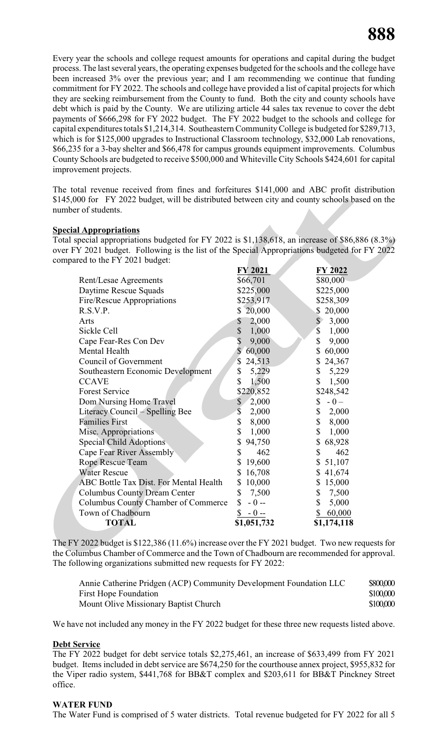Every year the schools and college request amounts for operations and capital during the budget process. The last several years, the operating expenses budgeted for the schools and the college have been increased 3% over the previous year; and I am recommending we continue that funding commitment for FY 2022. The schools and college have provided a list of capital projects for which they are seeking reimbursement from the County to fund. Both the city and county schools have debt which is paid by the County. We are utilizing article 44 sales tax revenue to cover the debt payments of $666,298 for FY 2022 budget. The FY 2022 budget to the schools and college for capital expenditures totals $1,214,314. Southeastern Community College is budgeted for $289,713, which is for $125,000 upgrades to Instructional Classroom technology, $32,000 Lab renovations, $66,235 for a 3-bay shelter and $66,478 for campus grounds equipment improvements. Columbus County Schools are budgeted to receive $500,000 and Whiteville City Schools $424,601 for capital improvement projects.

The total revenue received from fines and forfeitures $141,000 and ABC profit distribution $145,000 for FY 2022 budget, will be distributed between city and county schools based on the number of students.

**Special Appropriations**

Total special appropriations budgeted for FY 2022 is $1,138,618, an increase of $86,886 (8.3%) over FY 2021 budget. Following is the list of the Special Appropriations budgeted for FY 2022 compared to the FY 2021 budget:

| | FY 2021 | FY 2022 |
|---|---|---|
| Rent/Lesae Agreements | $66,701 | $80,000 |
| Daytime Rescue Squads | $225,000 | $225,000 |
| Fire/Rescue Appropriations | $253,917 | $258,309 |
| R.S.V.P. | $ 20,000 | $ 20,000 |
| Arts | $ 2,000 | $ 3,000 |
| Sickle Cell | $ 1,000 | $ 1,000 |
| Cape Fear-Res Con Dev | $ 9,000 | $ 9,000 |
| Mental Health | $ 60,000 | $ 60,000 |
| Council of Government | $ 24,513 | $ 24,367 |
| Southeastern Economic Development | $ 5,229 | $ 5,229 |
| CCAVE | $ 1,500 | $ 1,500 |
| Forest Service | $220,852 | $248,542 |
| Dom Nursing Home Travel | $ 2,000 | $ - 0 – |
| Literacy Council – Spelling Bee | $ 2,000 | $ 2,000 |
| Families First | $ 8,000 | $ 8,000 |
| Misc. Appropriations | $ 1,000 | $ 1,000 |
| Special Child Adoptions | $ 94,750 | $ 68,928 |
| Cape Fear River Assembly | $ 462 | $ 462 |
| Rope Rescue Team | $ 19,600 | $ 51,107 |
| Water Rescue | $ 16,708 | $ 41,674 |
| ABC Bottle Tax Dist. For Mental Health | $ 10,000 | $ 15,000 |
| Columbus County Dream Center | $ 7,500 | $ 7,500 |
| Columbus County Chamber of Commerce | $ - 0 -- | $ 5,000 |
| Town of Chadbourn | $ - 0 -- | $ 60,000 |
| **TOTAL** | $1,051,732 | $1,174,118 |

The FY 2022 budget is $122,386 (11.6%) increase over the FY 2021 budget. Two new requests for the Columbus Chamber of Commerce and the Town of Chadbourn are recommended for approval. The following organizations submitted new requests for FY 2022:

| | |
|---|---|
| Annie Catherine Pridgen (ACP) Community Development Foundation LLC | $800,000 |
| First Hope Foundation | $100,000 |
| Mount Olive Missionary Baptist Church | $100,000 |

We have not included any money in the FY 2022 budget for these three new requests listed above.

**Debt Service**

The FY 2022 budget for debt service totals $2,275,461, an increase of $633,499 from FY 2021 budget. Items included in debt service are $674,250 for the courthouse annex project, $955,832 for the Viper radio system, $441,768 for BB&T complex and $203,611 for BB&T Pinckney Street office.

**WATER FUND**

The Water Fund is comprised of 5 water districts. Total revenue budgeted for FY 2022 for all 5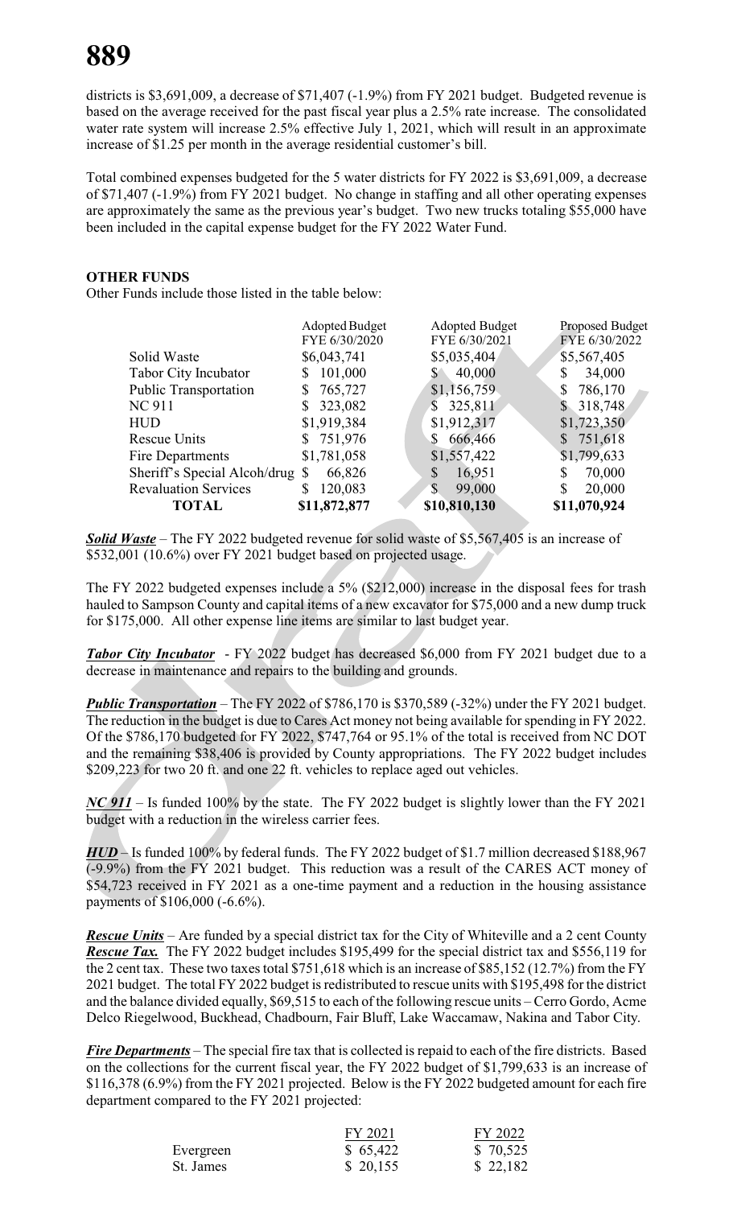districts is $3,691,009, a decrease of $71,407 (-1.9%) from FY 2021 budget. Budgeted revenue is based on the average received for the past fiscal year plus a 2.5% rate increase. The consolidated water rate system will increase 2.5% effective July 1, 2021, which will result in an approximate increase of $1.25 per month in the average residential customer's bill.

Total combined expenses budgeted for the 5 water districts for FY 2022 is $3,691,009, a decrease of $71,407 (-1.9%) from FY 2021 budget. No change in staffing and all other operating expenses are approximately the same as the previous year's budget. Two new trucks totaling $55,000 have been included in the capital expense budget for the FY 2022 Water Fund.

## OTHER FUNDS

Other Funds include those listed in the table below:

| | Adopted Budget FYE 6/30/2020 | Adopted Budget FYE 6/30/2021 | Proposed Budget FYE 6/30/2022 |
|---|---|---|---|
| Solid Waste | $6,043,741 | $5,035,404 | $5,567,405 |
| Tabor City Incubator | $ 101,000 | $ 40,000 | $ 34,000 |
| Public Transportation | $ 765,727 | $1,156,759 | $ 786,170 |
| NC 911 | $ 323,082 | $ 325,811 | $ 318,748 |
| HUD | $1,919,384 | $1,912,317 | $1,723,350 |
| Rescue Units | $ 751,976 | $ 666,466 | $ 751,618 |
| Fire Departments | $1,781,058 | $1,557,422 | $1,799,633 |
| Sheriff's Special Alcoh/drug | $ 66,826 | $ 16,951 | $ 70,000 |
| Revaluation Services | $ 120,083 | $ 99,000 | $ 20,000 |
| **TOTAL** | **$11,872,877** | **$10,810,130** | **$11,070,924** |

***Solid Waste*** – The FY 2022 budgeted revenue for solid waste of $5,567,405 is an increase of $532,001 (10.6%) over FY 2021 budget based on projected usage.

The FY 2022 budgeted expenses include a 5% ($212,000) increase in the disposal fees for trash hauled to Sampson County and capital items of a new excavator for $75,000 and a new dump truck for $175,000. All other expense line items are similar to last budget year.

***Tabor City Incubator*** - FY 2022 budget has decreased $6,000 from FY 2021 budget due to a decrease in maintenance and repairs to the building and grounds.

***Public Transportation*** – The FY 2022 of $786,170 is $370,589 (-32%) under the FY 2021 budget. The reduction in the budget is due to Cares Act money not being available for spending in FY 2022. Of the $786,170 budgeted for FY 2022, $747,764 or 95.1% of the total is received from NC DOT and the remaining $38,406 is provided by County appropriations. The FY 2022 budget includes $209,223 for two 20 ft. and one 22 ft. vehicles to replace aged out vehicles.

***NC 911*** – Is funded 100% by the state. The FY 2022 budget is slightly lower than the FY 2021 budget with a reduction in the wireless carrier fees.

***HUD*** – Is funded 100% by federal funds. The FY 2022 budget of $1.7 million decreased $188,967 (-9.9%) from the FY 2021 budget. This reduction was a result of the CARES ACT money of $54,723 received in FY 2021 as a one-time payment and a reduction in the housing assistance payments of $106,000 (-6.6%).

***Rescue Units*** – Are funded by a special district tax for the City of Whiteville and a 2 cent County ***Rescue Tax.*** The FY 2022 budget includes $195,499 for the special district tax and $556,119 for the 2 cent tax. These two taxes total $751,618 which is an increase of $85,152 (12.7%) from the FY 2021 budget. The total FY 2022 budget is redistributed to rescue units with $195,498 for the district and the balance divided equally, $69,515 to each of the following rescue units – Cerro Gordo, Acme Delco Riegelwood, Buckhead, Chadbourn, Fair Bluff, Lake Waccamaw, Nakina and Tabor City.

***Fire Departments*** – The special fire tax that is collected is repaid to each of the fire districts. Based on the collections for the current fiscal year, the FY 2022 budget of $1,799,633 is an increase of $116,378 (6.9%) from the FY 2021 projected. Below is the FY 2022 budgeted amount for each fire department compared to the FY 2021 projected:

| | FY 2021 | FY 2022 |
|---|---|---|
| Evergreen | $ 65,422 | $ 70,525 |
| St. James | $ 20,155 | $ 22,182 |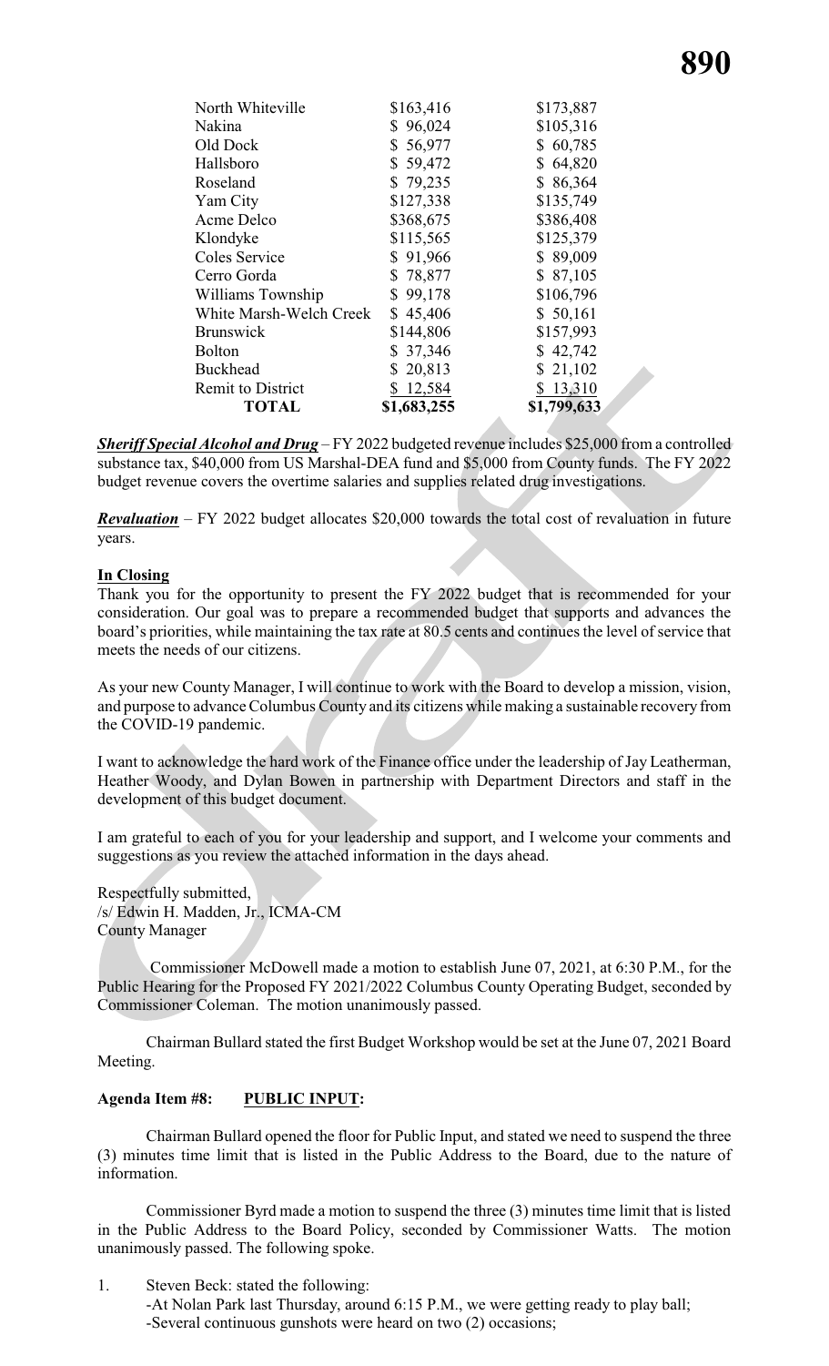| | | |
|---|---|---|
| North Whiteville | $163,416 | $173,887 |
| Nakina | $ 96,024 | $105,316 |
| Old Dock | $ 56,977 | $ 60,785 |
| Hallsboro | $ 59,472 | $ 64,820 |
| Roseland | $ 79,235 | $ 86,364 |
| Yam City | $127,338 | $135,749 |
| Acme Delco | $368,675 | $386,408 |
| Klondyke | $115,565 | $125,379 |
| Coles Service | $ 91,966 | $ 89,009 |
| Cerro Gorda | $ 78,877 | $ 87,105 |
| Williams Township | $ 99,178 | $106,796 |
| White Marsh-Welch Creek | $ 45,406 | $ 50,161 |
| Brunswick | $144,806 | $157,993 |
| Bolton | $ 37,346 | $ 42,742 |
| Buckhead | $ 20,813 | $ 21,102 |
| Remit to District | $ 12,584 | $ 13,310 |
| **TOTAL** | **$1,683,255** | **$1,799,633** |

***Sheriff Special Alcohol and Drug*** – FY 2022 budgeted revenue includes $25,000 from a controlled substance tax, $40,000 from US Marshal-DEA fund and $5,000 from County funds. The FY 2022 budget revenue covers the overtime salaries and supplies related drug investigations.

***Revaluation*** – FY 2022 budget allocates $20,000 towards the total cost of revaluation in future years.

**In Closing**

Thank you for the opportunity to present the FY 2022 budget that is recommended for your consideration. Our goal was to prepare a recommended budget that supports and advances the board's priorities, while maintaining the tax rate at 80.5 cents and continues the level of service that meets the needs of our citizens.

As your new County Manager, I will continue to work with the Board to develop a mission, vision, and purpose to advance Columbus County and its citizens while making a sustainable recovery from the COVID-19 pandemic.

I want to acknowledge the hard work of the Finance office under the leadership of Jay Leatherman, Heather Woody, and Dylan Bowen in partnership with Department Directors and staff in the development of this budget document.

I am grateful to each of you for your leadership and support, and I welcome your comments and suggestions as you review the attached information in the days ahead.

Respectfully submitted,
/s/ Edwin H. Madden, Jr., ICMA-CM
County Manager

Commissioner McDowell made a motion to establish June 07, 2021, at 6:30 P.M., for the Public Hearing for the Proposed FY 2021/2022 Columbus County Operating Budget, seconded by Commissioner Coleman. The motion unanimously passed.

Chairman Bullard stated the first Budget Workshop would be set at the June 07, 2021 Board Meeting.

**Agenda Item #8: PUBLIC INPUT:**

Chairman Bullard opened the floor for Public Input, and stated we need to suspend the three (3) minutes time limit that is listed in the Public Address to the Board, due to the nature of information.

Commissioner Byrd made a motion to suspend the three (3) minutes time limit that is listed in the Public Address to the Board Policy, seconded by Commissioner Watts. The motion unanimously passed. The following spoke.

1. Steven Beck: stated the following:
   - At Nolan Park last Thursday, around 6:15 P.M., we were getting ready to play ball;
   - Several continuous gunshots were heard on two (2) occasions;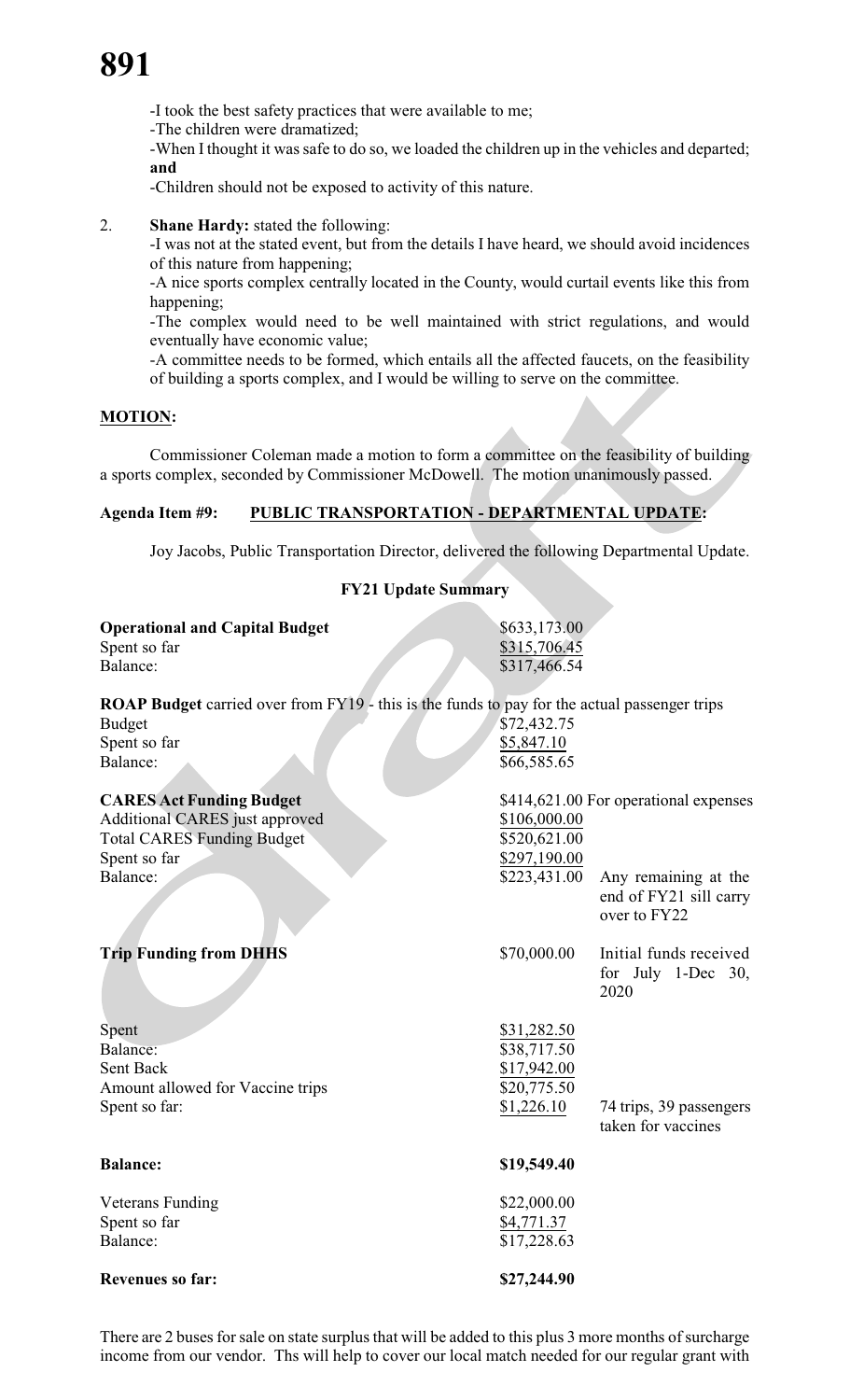-I took the best safety practices that were available to me;

-The children were dramatized;

-When I thought it was safe to do so, we loaded the children up in the vehicles and departed; **and**

-Children should not be exposed to activity of this nature.

2. **Shane Hardy:** stated the following:

   -I was not at the stated event, but from the details I have heard, we should avoid incidences of this nature from happening;

   -A nice sports complex centrally located in the County, would curtail events like this from happening;

   -The complex would need to be well maintained with strict regulations, and would eventually have economic value;

   -A committee needs to be formed, which entails all the affected faucets, on the feasibility of building a sports complex, and I would be willing to serve on the committee.

**MOTION:**

Commissioner Coleman made a motion to form a committee on the feasibility of building a sports complex, seconded by Commissioner McDowell. The motion unanimously passed.

**Agenda Item #9: PUBLIC TRANSPORTATION - DEPARTMENTAL UPDATE:**

Joy Jacobs, Public Transportation Director, delivered the following Departmental Update.

**FY21 Update Summary**

| | | |
|---|---|---|
| **Operational and Capital Budget** | $633,173.00 | |
| Spent so far | $315,706.45 | |
| Balance: | $317,466.54 | |
| | | |
| **ROAP Budget** carried over from FY19 - this is the funds to pay for the actual passenger trips | | |
| Budget | $72,432.75 | |
| Spent so far | $5,847.10 | |
| Balance: | $66,585.65 | |
| | | |
| **CARES Act Funding Budget** | $414,621.00 | For operational expenses |
| Additional CARES just approved | $106,000.00 | |
| Total CARES Funding Budget | $520,621.00 | |
| Spent so far | $297,190.00 | |
| Balance: | $223,431.00 | Any remaining at the end of FY21 sill carry over to FY22 |
| | | |
| **Trip Funding from DHHS** | $70,000.00 | Initial funds received for July 1-Dec 30, 2020 |
| | | |
| Spent | $31,282.50 | |
| Balance: | $38,717.50 | |
| Sent Back | $17,942.00 | |
| Amount allowed for Vaccine trips | $20,775.50 | |
| Spent so far: | $1,226.10 | 74 trips, 39 passengers taken for vaccines |
| | | |
| **Balance:** | **$19,549.40** | |
| | | |
| Veterans Funding | $22,000.00 | |
| Spent so far | $4,771.37 | |
| Balance: | $17,228.63 | |
| | | |
| **Revenues so far:** | **$27,244.90** | |

There are 2 buses for sale on state surplus that will be added to this plus 3 more months of surcharge income from our vendor. Ths will help to cover our local match needed for our regular grant with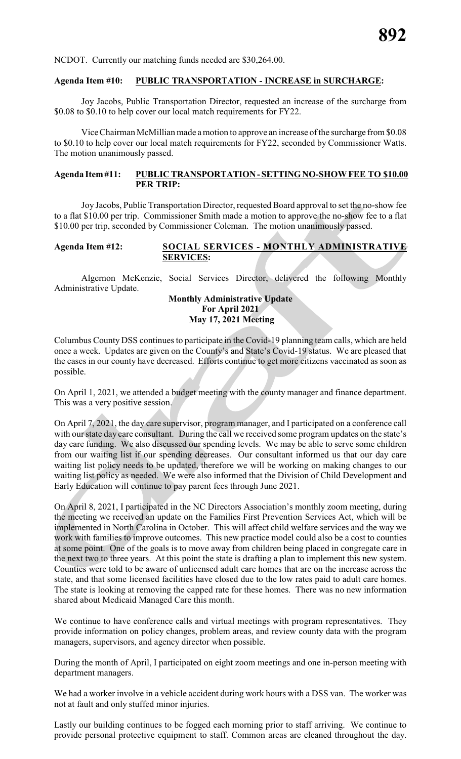NCDOT. Currently our matching funds needed are $30,264.00.

**Agenda Item #10: PUBLIC TRANSPORTATION - INCREASE in SURCHARGE:**

Joy Jacobs, Public Transportation Director, requested an increase of the surcharge from $0.08 to $0.10 to help cover our local match requirements for FY22.

Vice Chairman McMillian made a motion to approve an increase of the surcharge from $0.08 to $0.10 to help cover our local match requirements for FY22, seconded by Commissioner Watts. The motion unanimously passed.

**Agenda Item #11: PUBLIC TRANSPORTATION - SETTING NO-SHOW FEE TO $10.00 PER TRIP:**

Joy Jacobs, Public Transportation Director, requested Board approval to set the no-show fee to a flat $10.00 per trip. Commissioner Smith made a motion to approve the no-show fee to a flat $10.00 per trip, seconded by Commissioner Coleman. The motion unanimously passed.

**Agenda Item #12: SOCIAL SERVICES - MONTHLY ADMINISTRATIVE SERVICES:**

Algernon McKenzie, Social Services Director, delivered the following Monthly Administrative Update.

**Monthly Administrative Update**
**For April 2021**
**May 17, 2021 Meeting**

Columbus County DSS continues to participate in the Covid-19 planning team calls, which are held once a week. Updates are given on the County's and State's Covid-19 status. We are pleased that the cases in our county have decreased. Efforts continue to get more citizens vaccinated as soon as possible.

On April 1, 2021, we attended a budget meeting with the county manager and finance department. This was a very positive session.

On April 7, 2021, the day care supervisor, program manager, and I participated on a conference call with our state day care consultant. During the call we received some program updates on the state's day care funding. We also discussed our spending levels. We may be able to serve some children from our waiting list if our spending decreases. Our consultant informed us that our day care waiting list policy needs to be updated, therefore we will be working on making changes to our waiting list policy as needed. We were also informed that the Division of Child Development and Early Education will continue to pay parent fees through June 2021.

On April 8, 2021, I participated in the NC Directors Association's monthly zoom meeting, during the meeting we received an update on the Families First Prevention Services Act, which will be implemented in North Carolina in October. This will affect child welfare services and the way we work with families to improve outcomes. This new practice model could also be a cost to counties at some point. One of the goals is to move away from children being placed in congregate care in the next two to three years. At this point the state is drafting a plan to implement this new system. Counties were told to be aware of unlicensed adult care homes that are on the increase across the state, and that some licensed facilities have closed due to the low rates paid to adult care homes. The state is looking at removing the capped rate for these homes. There was no new information shared about Medicaid Managed Care this month.

We continue to have conference calls and virtual meetings with program representatives. They provide information on policy changes, problem areas, and review county data with the program managers, supervisors, and agency director when possible.

During the month of April, I participated on eight zoom meetings and one in-person meeting with department managers.

We had a worker involve in a vehicle accident during work hours with a DSS van. The worker was not at fault and only stuffed minor injuries.

Lastly our building continues to be fogged each morning prior to staff arriving. We continue to provide personal protective equipment to staff. Common areas are cleaned throughout the day.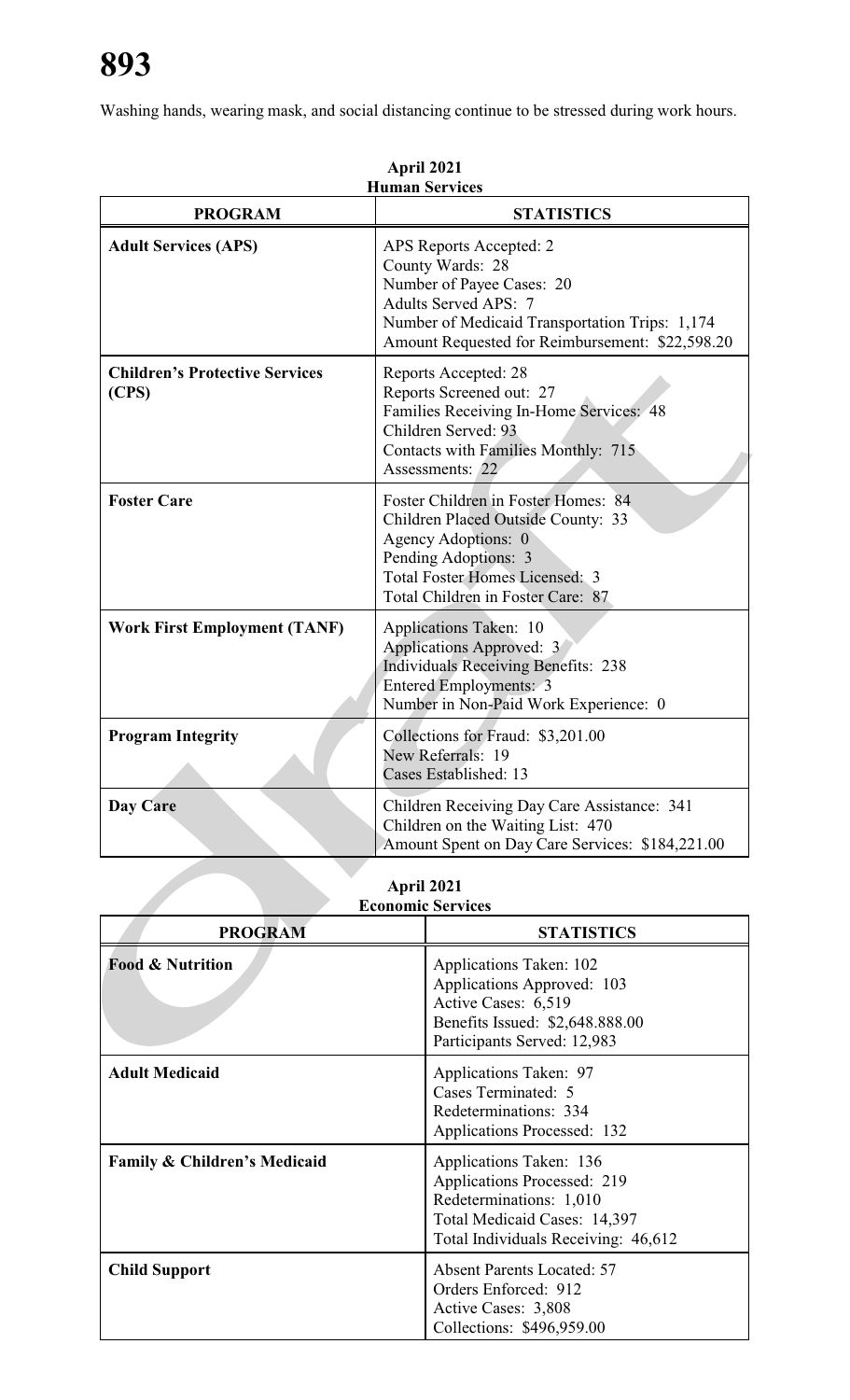Washing hands, wearing mask, and social distancing continue to be stressed during work hours.

**April 2021**
**Human Services**

| PROGRAM | STATISTICS |
|---|---|
| **Adult Services (APS)** | APS Reports Accepted: 2<br>County Wards: 28<br>Number of Payee Cases: 20<br>Adults Served APS: 7<br>Number of Medicaid Transportation Trips: 1,174<br>Amount Requested for Reimbursement: $22,598.20 |
| **Children's Protective Services (CPS)** | Reports Accepted: 28<br>Reports Screened out: 27<br>Families Receiving In-Home Services: 48<br>Children Served: 93<br>Contacts with Families Monthly: 715<br>Assessments: 22 |
| **Foster Care** | Foster Children in Foster Homes: 84<br>Children Placed Outside County: 33<br>Agency Adoptions: 0<br>Pending Adoptions: 3<br>Total Foster Homes Licensed: 3<br>Total Children in Foster Care: 87 |
| **Work First Employment (TANF)** | Applications Taken: 10<br>Applications Approved: 3<br>Individuals Receiving Benefits: 238<br>Entered Employments: 3<br>Number in Non-Paid Work Experience: 0 |
| **Program Integrity** | Collections for Fraud: $3,201.00<br>New Referrals: 19<br>Cases Established: 13 |
| **Day Care** | Children Receiving Day Care Assistance: 341<br>Children on the Waiting List: 470<br>Amount Spent on Day Care Services: $184,221.00 |

**April 2021**
**Economic Services**

| PROGRAM | STATISTICS |
|---|---|
| **Food & Nutrition** | Applications Taken: 102<br>Applications Approved: 103<br>Active Cases: 6,519<br>Benefits Issued: $2,648.888.00<br>Participants Served: 12,983 |
| **Adult Medicaid** | Applications Taken: 97<br>Cases Terminated: 5<br>Redeterminations: 334<br>Applications Processed: 132 |
| **Family & Children's Medicaid** | Applications Taken: 136<br>Applications Processed: 219<br>Redeterminations: 1,010<br>Total Medicaid Cases: 14,397<br>Total Individuals Receiving: 46,612 |
| **Child Support** | Absent Parents Located: 57<br>Orders Enforced: 912<br>Active Cases: 3,808<br>Collections: $496,959.00 |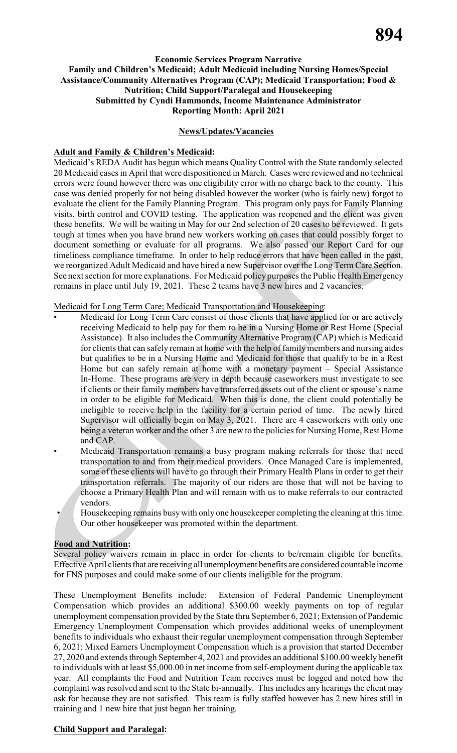**Economic Services Program Narrative**
**Family and Children's Medicaid; Adult Medicaid including Nursing Homes/Special Assistance/Community Alternatives Program (CAP); Medicaid Transportation; Food & Nutrition; Child Support/Paralegal and Housekeeping**
**Submitted by Cyndi Hammonds, Income Maintenance Administrator**
**Reporting Month: April 2021**

**News/Updates/Vacancies**

**Adult and Family & Children's Medicaid:**

Medicaid's REDA Audit has begun which means Quality Control with the State randomly selected 20 Medicaid cases in April that were dispositioned in March. Cases were reviewed and no technical errors were found however there was one eligibility error with no charge back to the county. This case was denied properly for not being disabled however the worker (who is fairly new) forgot to evaluate the client for the Family Planning Program. This program only pays for Family Planning visits, birth control and COVID testing. The application was reopened and the client was given these benefits. We will be waiting in May for our 2nd selection of 20 cases to be reviewed. It gets tough at times when you have brand new workers working on cases that could possibly forget to document something or evaluate for all programs. We also passed our Report Card for our timeliness compliance timeframe. In order to help reduce errors that have been called in the past, we reorganized Adult Medicaid and have hired a new Supervisor over the Long Term Care Section. See next section for more explanations. For Medicaid policy purposes the Public Health Emergency remains in place until July 19, 2021. These 2 teams have 3 new hires and 2 vacancies.

Medicaid for Long Term Care; Medicaid Transportation and Housekeeping:

- Medicaid for Long Term Care consist of those clients that have applied for or are actively receiving Medicaid to help pay for them to be in a Nursing Home or Rest Home (Special Assistance). It also includes the Community Alternative Program (CAP) which is Medicaid for clients that can safely remain at home with the help of family members and nursing aides but qualifies to be in a Nursing Home and Medicaid for those that qualify to be in a Rest Home but can safely remain at home with a monetary payment – Special Assistance In-Home. These programs are very in depth because caseworkers must investigate to see if clients or their family members have transferred assets out of the client or spouse's name in order to be eligible for Medicaid. When this is done, the client could potentially be ineligible to receive help in the facility for a certain period of time. The newly hired Supervisor will officially begin on May 3, 2021. There are 4 caseworkers with only one being a veteran worker and the other 3 are new to the policies for Nursing Home, Rest Home and CAP.
- Medicaid Transportation remains a busy program making referrals for those that need transportation to and from their medical providers. Once Managed Care is implemented, some of these clients will have to go through their Primary Health Plans in order to get their transportation referrals. The majority of our riders are those that will not be having to choose a Primary Health Plan and will remain with us to make referrals to our contracted vendors.
- Housekeeping remains busy with only one housekeeper completing the cleaning at this time. Our other housekeeper was promoted within the department.

**Food and Nutrition:**

Several policy waivers remain in place in order for clients to be/remain eligible for benefits. Effective April clients that are receiving all unemployment benefits are considered countable income for FNS purposes and could make some of our clients ineligible for the program.

These Unemployment Benefits include: Extension of Federal Pandemic Unemployment Compensation which provides an additional $300.00 weekly payments on top of regular unemployment compensation provided by the State thru September 6, 2021; Extension of Pandemic Emergency Unemployment Compensation which provides additional weeks of unemployment benefits to individuals who exhaust their regular unemployment compensation through September 6, 2021; Mixed Earners Unemployment Compensation which is a provision that started December 27, 2020 and extends through September 4, 2021 and provides an additional $100.00 weekly benefit to individuals with at least $5,000.00 in net income from self-employment during the applicable tax year. All complaints the Food and Nutrition Team receives must be logged and noted how the complaint was resolved and sent to the State bi-annually. This includes any hearings the client may ask for because they are not satisfied. This team is fully staffed however has 2 new hires still in training and 1 new hire that just began her training.

**Child Support and Paralegal:**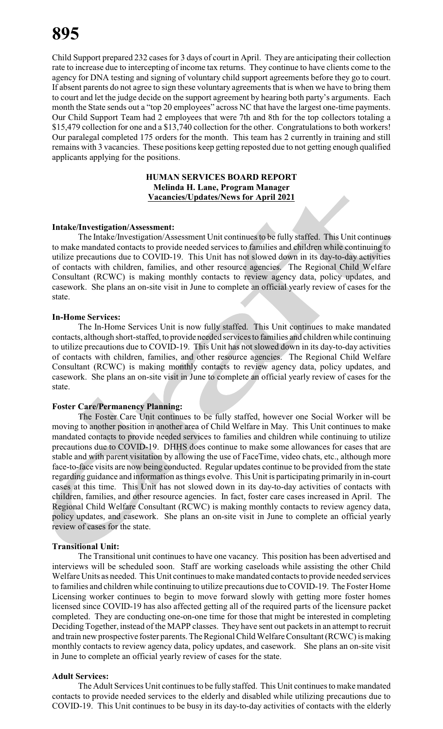Child Support prepared 232 cases for 3 days of court in April. They are anticipating their collection rate to increase due to intercepting of income tax returns. They continue to have clients come to the agency for DNA testing and signing of voluntary child support agreements before they go to court. If absent parents do not agree to sign these voluntary agreements that is when we have to bring them to court and let the judge decide on the support agreement by hearing both party's arguments. Each month the State sends out a "top 20 employees" across NC that have the largest one-time payments. Our Child Support Team had 2 employees that were 7th and 8th for the top collectors totaling a $15,479 collection for one and a $13,740 collection for the other. Congratulations to both workers! Our paralegal completed 175 orders for the month. This team has 2 currently in training and still remains with 3 vacancies. These positions keep getting reposted due to not getting enough qualified applicants applying for the positions.

**HUMAN SERVICES BOARD REPORT**
**Melinda H. Lane, Program Manager**
**Vacancies/Updates/News for April 2021**

**Intake/Investigation/Assessment:**

The Intake/Investigation/Assessment Unit continues to be fully staffed. This Unit continues to make mandated contacts to provide needed services to families and children while continuing to utilize precautions due to COVID-19. This Unit has not slowed down in its day-to-day activities of contacts with children, families, and other resource agencies. The Regional Child Welfare Consultant (RCWC) is making monthly contacts to review agency data, policy updates, and casework. She plans an on-site visit in June to complete an official yearly review of cases for the state.

**In-Home Services:**

The In-Home Services Unit is now fully staffed. This Unit continues to make mandated contacts, although short-staffed, to provide needed services to families and children while continuing to utilize precautions due to COVID-19. This Unit has not slowed down in its day-to-day activities of contacts with children, families, and other resource agencies. The Regional Child Welfare Consultant (RCWC) is making monthly contacts to review agency data, policy updates, and casework. She plans an on-site visit in June to complete an official yearly review of cases for the state.

**Foster Care/Permanency Planning:**

The Foster Care Unit continues to be fully staffed, however one Social Worker will be moving to another position in another area of Child Welfare in May. This Unit continues to make mandated contacts to provide needed services to families and children while continuing to utilize precautions due to COVID-19. DHHS does continue to make some allowances for cases that are stable and with parent visitation by allowing the use of FaceTime, video chats, etc., although more face-to-face visits are now being conducted. Regular updates continue to be provided from the state regarding guidance and information as things evolve. This Unit is participating primarily in in-court cases at this time. This Unit has not slowed down in its day-to-day activities of contacts with children, families, and other resource agencies. In fact, foster care cases increased in April. The Regional Child Welfare Consultant (RCWC) is making monthly contacts to review agency data, policy updates, and casework. She plans an on-site visit in June to complete an official yearly review of cases for the state.

**Transitional Unit:**

The Transitional unit continues to have one vacancy. This position has been advertised and interviews will be scheduled soon. Staff are working caseloads while assisting the other Child Welfare Units as needed. This Unit continues to make mandated contacts to provide needed services to families and children while continuing to utilize precautions due to COVID-19. The Foster Home Licensing worker continues to begin to move forward slowly with getting more foster homes licensed since COVID-19 has also affected getting all of the required parts of the licensure packet completed. They are conducting one-on-one time for those that might be interested in completing Deciding Together, instead of the MAPP classes. They have sent out packets in an attempt to recruit and train new prospective foster parents. The Regional Child Welfare Consultant (RCWC) is making monthly contacts to review agency data, policy updates, and casework. She plans an on-site visit in June to complete an official yearly review of cases for the state.

**Adult Services:**

The Adult Services Unit continues to be fully staffed. This Unit continues to make mandated contacts to provide needed services to the elderly and disabled while utilizing precautions due to COVID-19. This Unit continues to be busy in its day-to-day activities of contacts with the elderly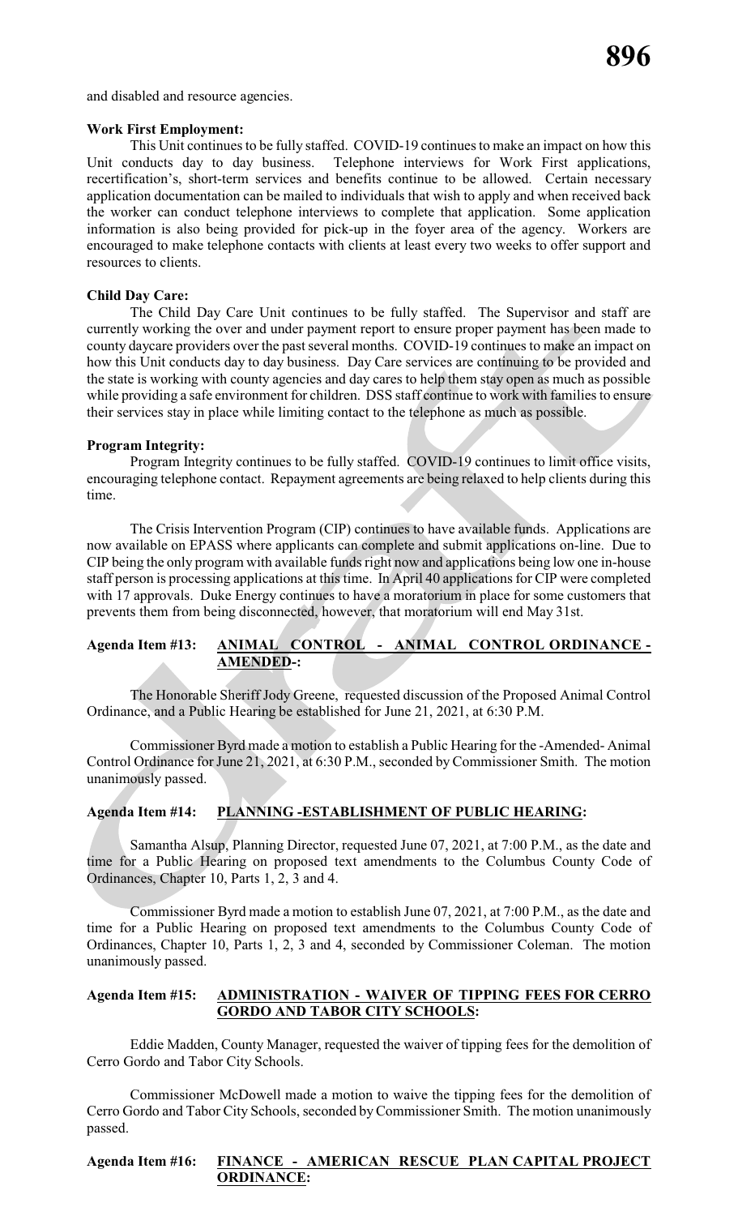and disabled and resource agencies.

**Work First Employment:**

This Unit continues to be fully staffed. COVID-19 continues to make an impact on how this Unit conducts day to day business. Telephone interviews for Work First applications, recertification's, short-term services and benefits continue to be allowed. Certain necessary application documentation can be mailed to individuals that wish to apply and when received back the worker can conduct telephone interviews to complete that application. Some application information is also being provided for pick-up in the foyer area of the agency. Workers are encouraged to make telephone contacts with clients at least every two weeks to offer support and resources to clients.

**Child Day Care:**

The Child Day Care Unit continues to be fully staffed. The Supervisor and staff are currently working the over and under payment report to ensure proper payment has been made to county daycare providers over the past several months. COVID-19 continues to make an impact on how this Unit conducts day to day business. Day Care services are continuing to be provided and the state is working with county agencies and day cares to help them stay open as much as possible while providing a safe environment for children. DSS staff continue to work with families to ensure their services stay in place while limiting contact to the telephone as much as possible.

**Program Integrity:**

Program Integrity continues to be fully staffed. COVID-19 continues to limit office visits, encouraging telephone contact. Repayment agreements are being relaxed to help clients during this time.

The Crisis Intervention Program (CIP) continues to have available funds. Applications are now available on EPASS where applicants can complete and submit applications on-line. Due to CIP being the only program with available funds right now and applications being low one in-house staff person is processing applications at this time. In April 40 applications for CIP were completed with 17 approvals. Duke Energy continues to have a moratorium in place for some customers that prevents them from being disconnected, however, that moratorium will end May 31st.

**Agenda Item #13: ANIMAL CONTROL - ANIMAL CONTROL ORDINANCE - AMENDED-:**

The Honorable Sheriff Jody Greene, requested discussion of the Proposed Animal Control Ordinance, and a Public Hearing be established for June 21, 2021, at 6:30 P.M.

Commissioner Byrd made a motion to establish a Public Hearing for the -Amended- Animal Control Ordinance for June 21, 2021, at 6:30 P.M., seconded by Commissioner Smith. The motion unanimously passed.

**Agenda Item #14: PLANNING -ESTABLISHMENT OF PUBLIC HEARING:**

Samantha Alsup, Planning Director, requested June 07, 2021, at 7:00 P.M., as the date and time for a Public Hearing on proposed text amendments to the Columbus County Code of Ordinances, Chapter 10, Parts 1, 2, 3 and 4.

Commissioner Byrd made a motion to establish June 07, 2021, at 7:00 P.M., as the date and time for a Public Hearing on proposed text amendments to the Columbus County Code of Ordinances, Chapter 10, Parts 1, 2, 3 and 4, seconded by Commissioner Coleman. The motion unanimously passed.

**Agenda Item #15: ADMINISTRATION - WAIVER OF TIPPING FEES FOR CERRO GORDO AND TABOR CITY SCHOOLS:**

Eddie Madden, County Manager, requested the waiver of tipping fees for the demolition of Cerro Gordo and Tabor City Schools.

Commissioner McDowell made a motion to waive the tipping fees for the demolition of Cerro Gordo and Tabor City Schools, seconded by Commissioner Smith. The motion unanimously passed.

**Agenda Item #16: FINANCE - AMERICAN RESCUE PLAN CAPITAL PROJECT ORDINANCE:**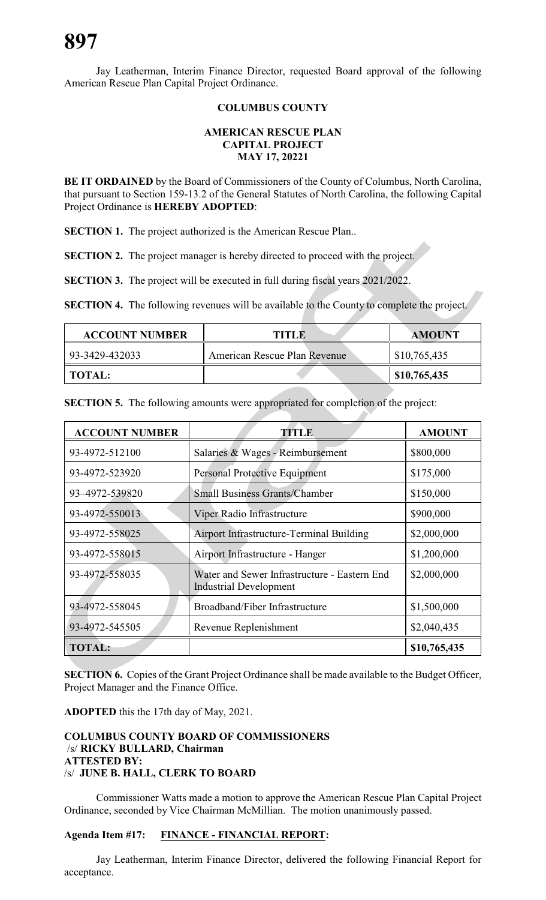Jay Leatherman, Interim Finance Director, requested Board approval of the following American Rescue Plan Capital Project Ordinance.

**COLUMBUS COUNTY**

**AMERICAN RESCUE PLAN**
**CAPITAL PROJECT**
**MAY 17, 20221**

**BE IT ORDAINED** by the Board of Commissioners of the County of Columbus, North Carolina, that pursuant to Section 159-13.2 of the General Statutes of North Carolina, the following Capital Project Ordinance is **HEREBY ADOPTED**:

**SECTION 1.** The project authorized is the American Rescue Plan..

**SECTION 2.** The project manager is hereby directed to proceed with the project.

**SECTION 3.** The project will be executed in full during fiscal years 2021/2022.

**SECTION 4.** The following revenues will be available to the County to complete the project.

| ACCOUNT NUMBER | TITLE | AMOUNT |
|---|---|---|
| 93-3429-432033 | American Rescue Plan Revenue | $10,765,435 |
| **TOTAL:** | | **$10,765,435** |

**SECTION 5.** The following amounts were appropriated for completion of the project:

| ACCOUNT NUMBER | TITLE | AMOUNT |
|---|---|---|
| 93-4972-512100 | Salaries & Wages - Reimbursement | $800,000 |
| 93-4972-523920 | Personal Protective Equipment | $175,000 |
| 93–4972-539820 | Small Business Grants/Chamber | $150,000 |
| 93-4972-550013 | Viper Radio Infrastructure | $900,000 |
| 93-4972-558025 | Airport Infrastructure-Terminal Building | $2,000,000 |
| 93-4972-558015 | Airport Infrastructure - Hanger | $1,200,000 |
| 93-4972-558035 | Water and Sewer Infrastructure - Eastern End Industrial Development | $2,000,000 |
| 93-4972-558045 | Broadband/Fiber Infrastructure | $1,500,000 |
| 93-4972-545505 | Revenue Replenishment | $2,040,435 |
| **TOTAL:** | | **$10,765,435** |

**SECTION 6.** Copies of the Grant Project Ordinance shall be made available to the Budget Officer, Project Manager and the Finance Office.

**ADOPTED** this the 17th day of May, 2021.

**COLUMBUS COUNTY BOARD OF COMMISSIONERS**
/s/ **RICKY BULLARD, Chairman**
**ATTESTED BY:**
/s/ **JUNE B. HALL, CLERK TO BOARD**

Commissioner Watts made a motion to approve the American Rescue Plan Capital Project Ordinance, seconded by Vice Chairman McMillian. The motion unanimously passed.

**Agenda Item #17: FINANCE - FINANCIAL REPORT:**

Jay Leatherman, Interim Finance Director, delivered the following Financial Report for acceptance.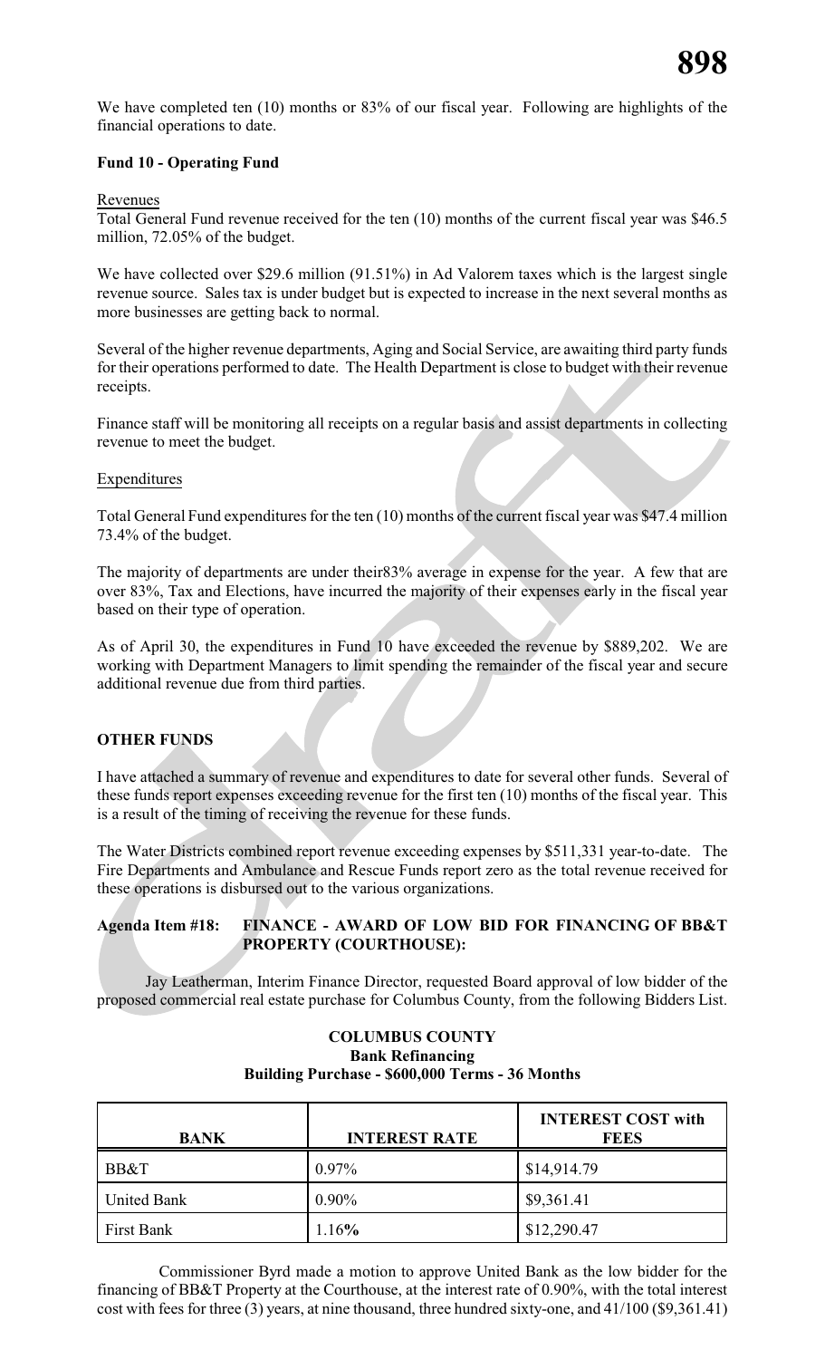We have completed ten (10) months or 83% of our fiscal year. Following are highlights of the financial operations to date.

**Fund 10 - Operating Fund**

Revenues

Total General Fund revenue received for the ten (10) months of the current fiscal year was $46.5 million, 72.05% of the budget.

We have collected over $29.6 million (91.51%) in Ad Valorem taxes which is the largest single revenue source. Sales tax is under budget but is expected to increase in the next several months as more businesses are getting back to normal.

Several of the higher revenue departments, Aging and Social Service, are awaiting third party funds for their operations performed to date. The Health Department is close to budget with their revenue receipts.

Finance staff will be monitoring all receipts on a regular basis and assist departments in collecting revenue to meet the budget.

Expenditures

Total General Fund expenditures for the ten (10) months of the current fiscal year was $47.4 million 73.4% of the budget.

The majority of departments are under their83% average in expense for the year. A few that are over 83%, Tax and Elections, have incurred the majority of their expenses early in the fiscal year based on their type of operation.

As of April 30, the expenditures in Fund 10 have exceeded the revenue by $889,202. We are working with Department Managers to limit spending the remainder of the fiscal year and secure additional revenue due from third parties.

**OTHER FUNDS**

I have attached a summary of revenue and expenditures to date for several other funds. Several of these funds report expenses exceeding revenue for the first ten (10) months of the fiscal year. This is a result of the timing of receiving the revenue for these funds.

The Water Districts combined report revenue exceeding expenses by $511,331 year-to-date. The Fire Departments and Ambulance and Rescue Funds report zero as the total revenue received for these operations is disbursed out to the various organizations.

**Agenda Item #18: FINANCE - AWARD OF LOW BID FOR FINANCING OF BB&T PROPERTY (COURTHOUSE):**

Jay Leatherman, Interim Finance Director, requested Board approval of low bidder of the proposed commercial real estate purchase for Columbus County, from the following Bidders List.

**COLUMBUS COUNTY**
**Bank Refinancing**
**Building Purchase - $600,000 Terms - 36 Months**

| BANK | INTEREST RATE | INTEREST COST with FEES |
|---|---|---|
| BB&T | 0.97% | $14,914.79 |
| United Bank | 0.90% | $9,361.41 |
| First Bank | 1.16**%** | $12,290.47 |

Commissioner Byrd made a motion to approve United Bank as the low bidder for the financing of BB&T Property at the Courthouse, at the interest rate of 0.90%, with the total interest cost with fees for three (3) years, at nine thousand, three hundred sixty-one, and 41/100 ($9,361.41)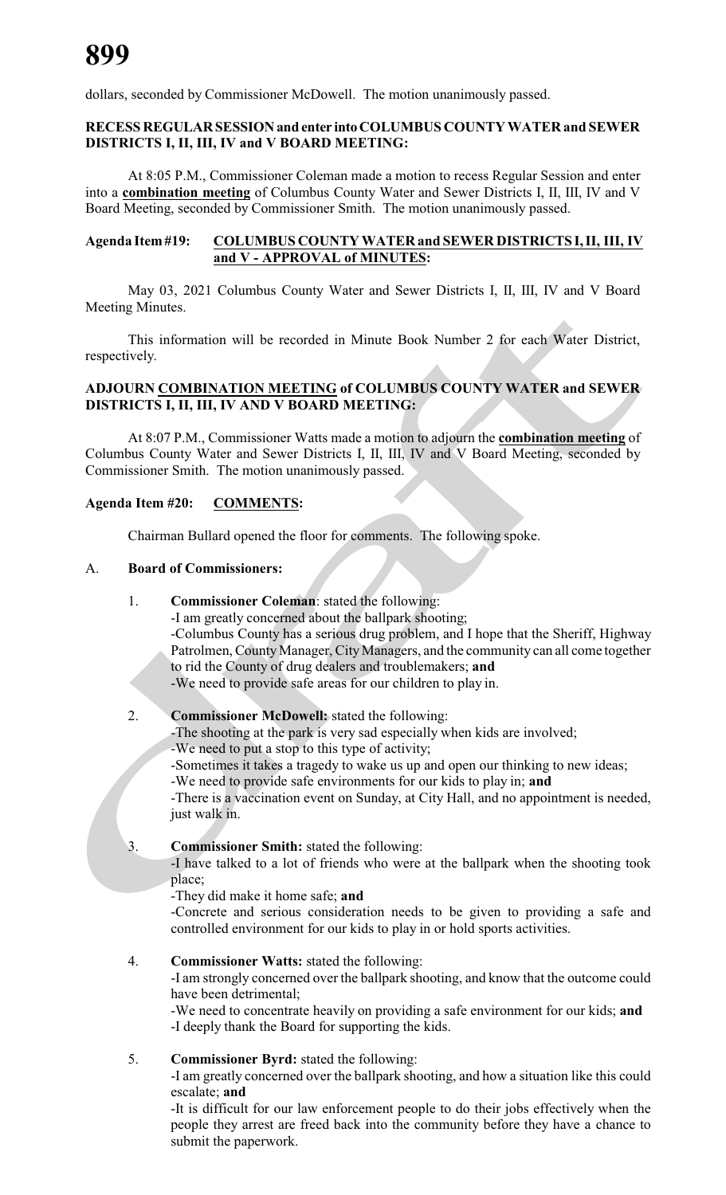dollars, seconded by Commissioner McDowell. The motion unanimously passed.

**RECESS REGULAR SESSION and enter into COLUMBUS COUNTY WATER and SEWER DISTRICTS I, II, III, IV and V BOARD MEETING:**

At 8:05 P.M., Commissioner Coleman made a motion to recess Regular Session and enter into a **combination meeting** of Columbus County Water and Sewer Districts I, II, III, IV and V Board Meeting, seconded by Commissioner Smith. The motion unanimously passed.

**Agenda Item #19: COLUMBUS COUNTY WATER and SEWER DISTRICTS I, II, III, IV and V - APPROVAL of MINUTES:**

May 03, 2021 Columbus County Water and Sewer Districts I, II, III, IV and V Board Meeting Minutes.

This information will be recorded in Minute Book Number 2 for each Water District, respectively.

**ADJOURN COMBINATION MEETING of COLUMBUS COUNTY WATER and SEWER DISTRICTS I, II, III, IV AND V BOARD MEETING:**

At 8:07 P.M., Commissioner Watts made a motion to adjourn the **combination meeting** of Columbus County Water and Sewer Districts I, II, III, IV and V Board Meeting, seconded by Commissioner Smith. The motion unanimously passed.

**Agenda Item #20: COMMENTS:**

Chairman Bullard opened the floor for comments. The following spoke.

A. **Board of Commissioners:**

1. **Commissioner Coleman**: stated the following:
   -I am greatly concerned about the ballpark shooting;
   -Columbus County has a serious drug problem, and I hope that the Sheriff, Highway Patrolmen, County Manager, City Managers, and the community can all come together to rid the County of drug dealers and troublemakers; **and**
   -We need to provide safe areas for our children to play in.

2. **Commissioner McDowell:** stated the following:
   -The shooting at the park is very sad especially when kids are involved;
   -We need to put a stop to this type of activity;
   -Sometimes it takes a tragedy to wake us up and open our thinking to new ideas;
   -We need to provide safe environments for our kids to play in; **and**
   -There is a vaccination event on Sunday, at City Hall, and no appointment is needed, just walk in.

3. **Commissioner Smith:** stated the following:
   -I have talked to a lot of friends who were at the ballpark when the shooting took place;
   -They did make it home safe; **and**
   -Concrete and serious consideration needs to be given to providing a safe and controlled environment for our kids to play in or hold sports activities.

4. **Commissioner Watts:** stated the following:
   -I am strongly concerned over the ballpark shooting, and know that the outcome could have been detrimental;
   -We need to concentrate heavily on providing a safe environment for our kids; **and**
   -I deeply thank the Board for supporting the kids.

5. **Commissioner Byrd:** stated the following:
   -I am greatly concerned over the ballpark shooting, and how a situation like this could escalate; **and**
   -It is difficult for our law enforcement people to do their jobs effectively when the people they arrest are freed back into the community before they have a chance to submit the paperwork.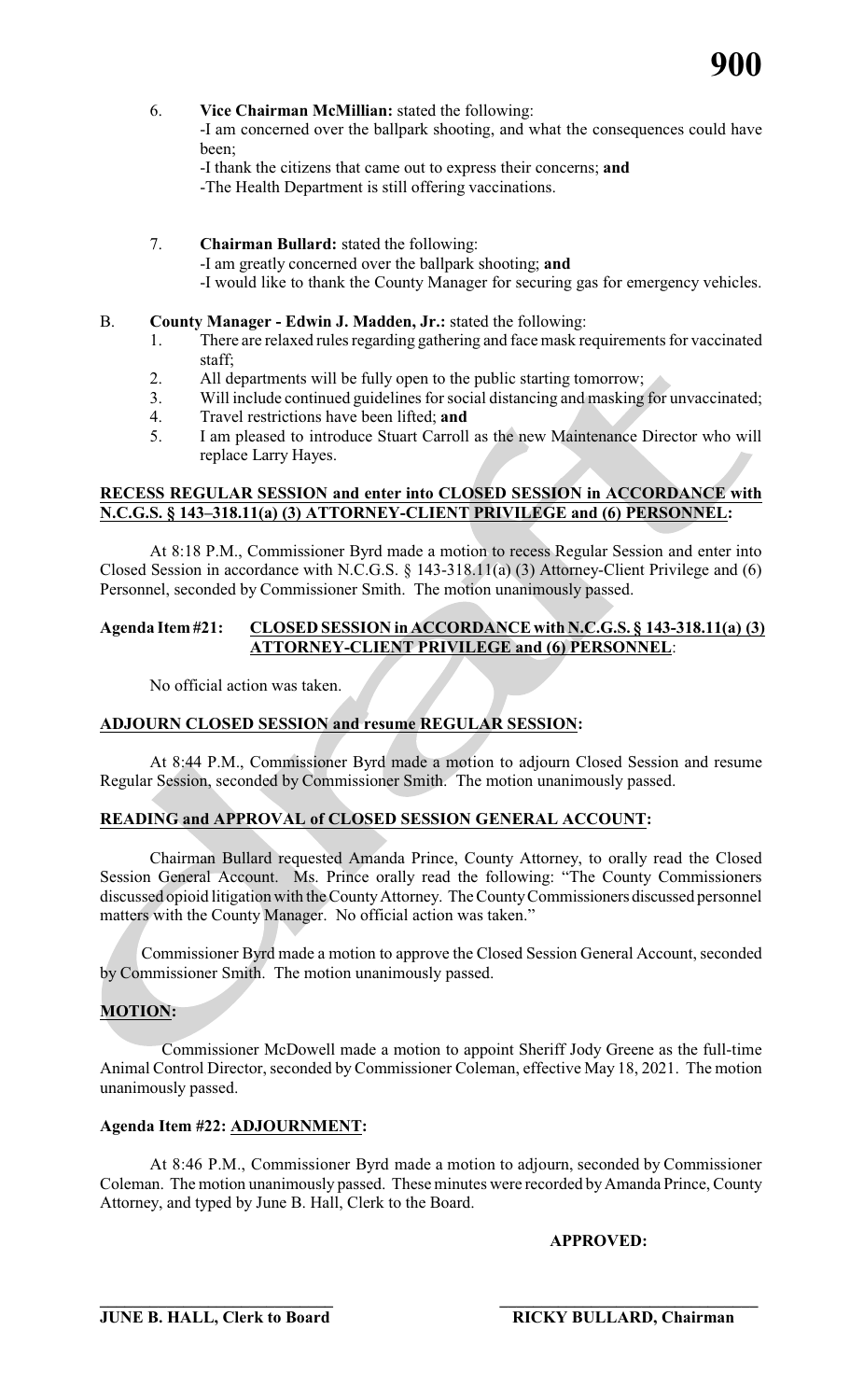6. **Vice Chairman McMillian:** stated the following:
   -I am concerned over the ballpark shooting, and what the consequences could have been;
   -I thank the citizens that came out to express their concerns; **and**
   -The Health Department is still offering vaccinations.

7. **Chairman Bullard:** stated the following:
   -I am greatly concerned over the ballpark shooting; **and**
   -I would like to thank the County Manager for securing gas for emergency vehicles.

B. **County Manager - Edwin J. Madden, Jr.:** stated the following:
   1. There are relaxed rules regarding gathering and face mask requirements for vaccinated staff;
   2. All departments will be fully open to the public starting tomorrow;
   3. Will include continued guidelines for social distancing and masking for unvaccinated;
   4. Travel restrictions have been lifted; **and**
   5. I am pleased to introduce Stuart Carroll as the new Maintenance Director who will replace Larry Hayes.

**RECESS REGULAR SESSION and enter into CLOSED SESSION in ACCORDANCE with N.C.G.S. § 143–318.11(a) (3) ATTORNEY-CLIENT PRIVILEGE and (6) PERSONNEL:**

At 8:18 P.M., Commissioner Byrd made a motion to recess Regular Session and enter into Closed Session in accordance with N.C.G.S. § 143-318.11(a) (3) Attorney-Client Privilege and (6) Personnel, seconded by Commissioner Smith. The motion unanimously passed.

**Agenda Item #21: CLOSED SESSION in ACCORDANCE with N.C.G.S. § 143-318.11(a) (3) ATTORNEY-CLIENT PRIVILEGE and (6) PERSONNEL:**

No official action was taken.

**ADJOURN CLOSED SESSION and resume REGULAR SESSION:**

At 8:44 P.M., Commissioner Byrd made a motion to adjourn Closed Session and resume Regular Session, seconded by Commissioner Smith. The motion unanimously passed.

**READING and APPROVAL of CLOSED SESSION GENERAL ACCOUNT:**

Chairman Bullard requested Amanda Prince, County Attorney, to orally read the Closed Session General Account. Ms. Prince orally read the following: "The County Commissioners discussed opioid litigation with the County Attorney. The County Commissioners discussed personnel matters with the County Manager. No official action was taken."

Commissioner Byrd made a motion to approve the Closed Session General Account, seconded by Commissioner Smith. The motion unanimously passed.

**MOTION:**

Commissioner McDowell made a motion to appoint Sheriff Jody Greene as the full-time Animal Control Director, seconded by Commissioner Coleman, effective May 18, 2021. The motion unanimously passed.

**Agenda Item #22: ADJOURNMENT:**

At 8:46 P.M., Commissioner Byrd made a motion to adjourn, seconded by Commissioner Coleman. The motion unanimously passed. These minutes were recorded by Amanda Prince, County Attorney, and typed by June B. Hall, Clerk to the Board.

**APPROVED:**

______________________________ ______________________________

**JUNE B. HALL, Clerk to Board** **RICKY BULLARD, Chairman**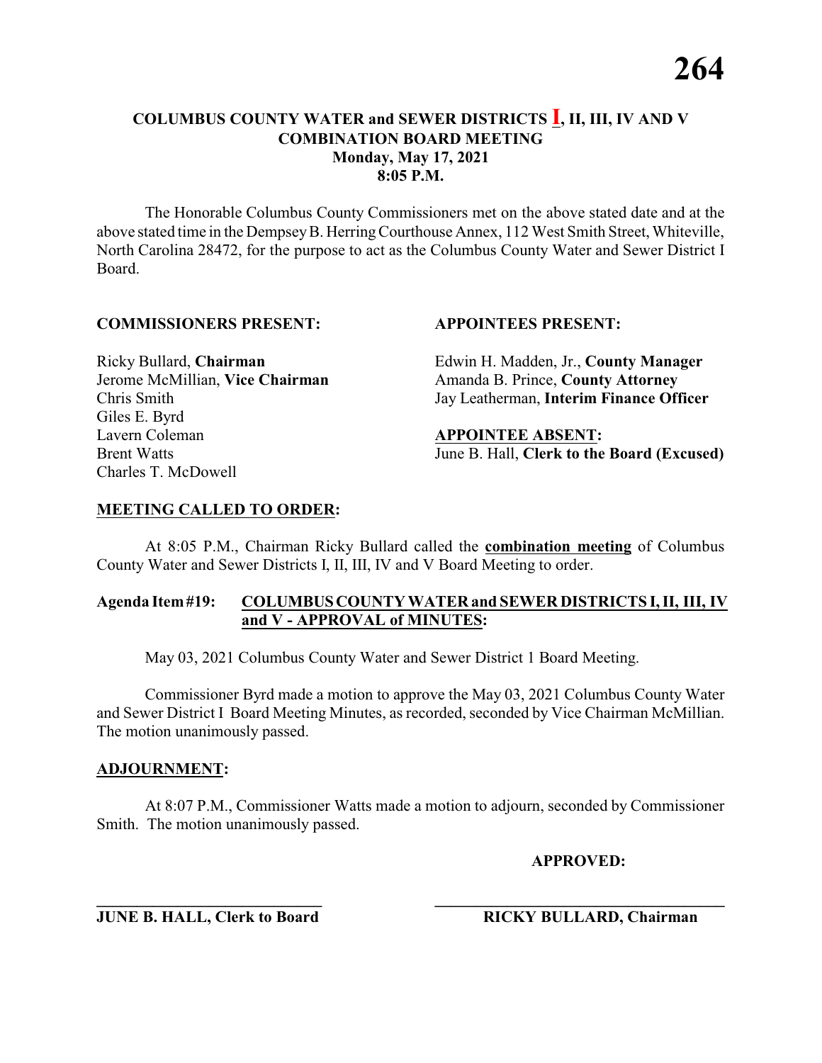# COLUMBUS COUNTY WATER and SEWER DISTRICTS I, II, III, IV AND V COMBINATION BOARD MEETING

**Monday, May 17, 2021**
**8:05 P.M.**

The Honorable Columbus County Commissioners met on the above stated date and at the above stated time in the Dempsey B. Herring Courthouse Annex, 112 West Smith Street, Whiteville, North Carolina 28472, for the purpose to act as the Columbus County Water and Sewer District I Board.

**COMMISSIONERS PRESENT:**

Ricky Bullard, **Chairman**
Jerome McMillian, **Vice Chairman**
Chris Smith
Giles E. Byrd
Lavern Coleman
Brent Watts
Charles T. McDowell

**APPOINTEES PRESENT:**

Edwin H. Madden, Jr., **County Manager**
Amanda B. Prince, **County Attorney**
Jay Leatherman, **Interim Finance Officer**

**APPOINTEE ABSENT:**

June B. Hall, **Clerk to the Board (Excused)**

**MEETING CALLED TO ORDER:**

At 8:05 P.M., Chairman Ricky Bullard called the **combination meeting** of Columbus County Water and Sewer Districts I, II, III, IV and V Board Meeting to order.

**Agenda Item #19: COLUMBUS COUNTY WATER and SEWER DISTRICTS I, II, III, IV and V - APPROVAL of MINUTES:**

May 03, 2021 Columbus County Water and Sewer District 1 Board Meeting.

Commissioner Byrd made a motion to approve the May 03, 2021 Columbus County Water and Sewer District I Board Meeting Minutes, as recorded, seconded by Vice Chairman McMillian. The motion unanimously passed.

**ADJOURNMENT:**

At 8:07 P.M., Commissioner Watts made a motion to adjourn, seconded by Commissioner Smith. The motion unanimously passed.

**APPROVED:**

______________________________
**JUNE B. HALL, Clerk to Board**

______________________________
**RICKY BULLARD, Chairman**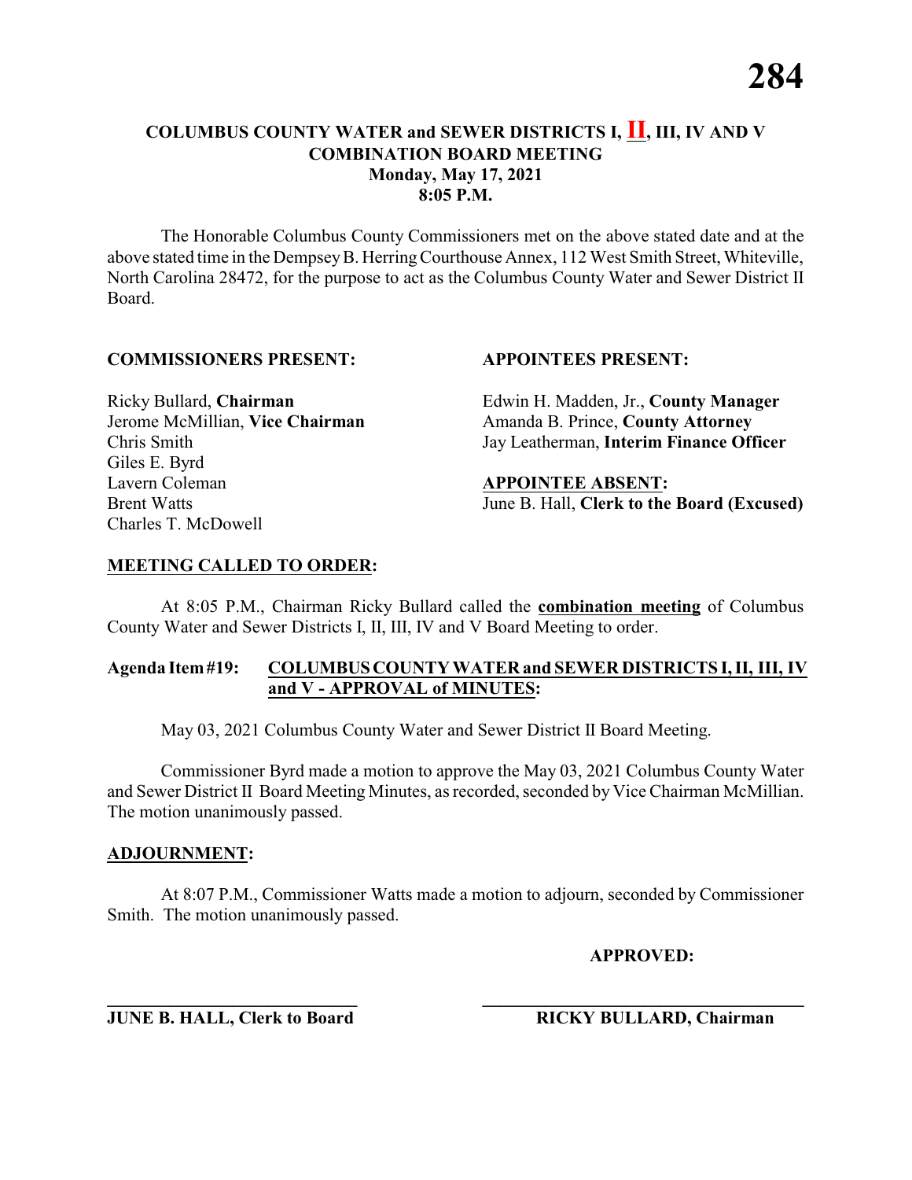**COLUMBUS COUNTY WATER and SEWER DISTRICTS I, II, III, IV AND V**
**COMBINATION BOARD MEETING**
**Monday, May 17, 2021**
**8:05 P.M.**

The Honorable Columbus County Commissioners met on the above stated date and at the above stated time in the Dempsey B. Herring Courthouse Annex, 112 West Smith Street, Whiteville, North Carolina 28472, for the purpose to act as the Columbus County Water and Sewer District II Board.

**COMMISSIONERS PRESENT:**

Ricky Bullard, **Chairman**
Jerome McMillian, **Vice Chairman**
Chris Smith
Giles E. Byrd
Lavern Coleman
Brent Watts
Charles T. McDowell

**APPOINTEES PRESENT:**

Edwin H. Madden, Jr., **County Manager**
Amanda B. Prince, **County Attorney**
Jay Leatherman, **Interim Finance Officer**

**APPOINTEE ABSENT:**
June B. Hall, **Clerk to the Board (Excused)**

**MEETING CALLED TO ORDER:**

At 8:05 P.M., Chairman Ricky Bullard called the **combination meeting** of Columbus County Water and Sewer Districts I, II, III, IV and V Board Meeting to order.

**Agenda Item #19: COLUMBUS COUNTY WATER and SEWER DISTRICTS I, II, III, IV and V - APPROVAL of MINUTES:**

May 03, 2021 Columbus County Water and Sewer District II Board Meeting.

Commissioner Byrd made a motion to approve the May 03, 2021 Columbus County Water and Sewer District II Board Meeting Minutes, as recorded, seconded by Vice Chairman McMillian. The motion unanimously passed.

**ADJOURNMENT:**

At 8:07 P.M., Commissioner Watts made a motion to adjourn, seconded by Commissioner Smith. The motion unanimously passed.

**APPROVED:**

\_\_\_\_\_\_\_\_\_\_\_\_\_\_\_\_\_\_\_\_\_\_\_\_\_\_\_\_
**JUNE B. HALL, Clerk to Board**

\_\_\_\_\_\_\_\_\_\_\_\_\_\_\_\_\_\_\_\_\_\_\_\_\_\_\_\_
**RICKY BULLARD, Chairman**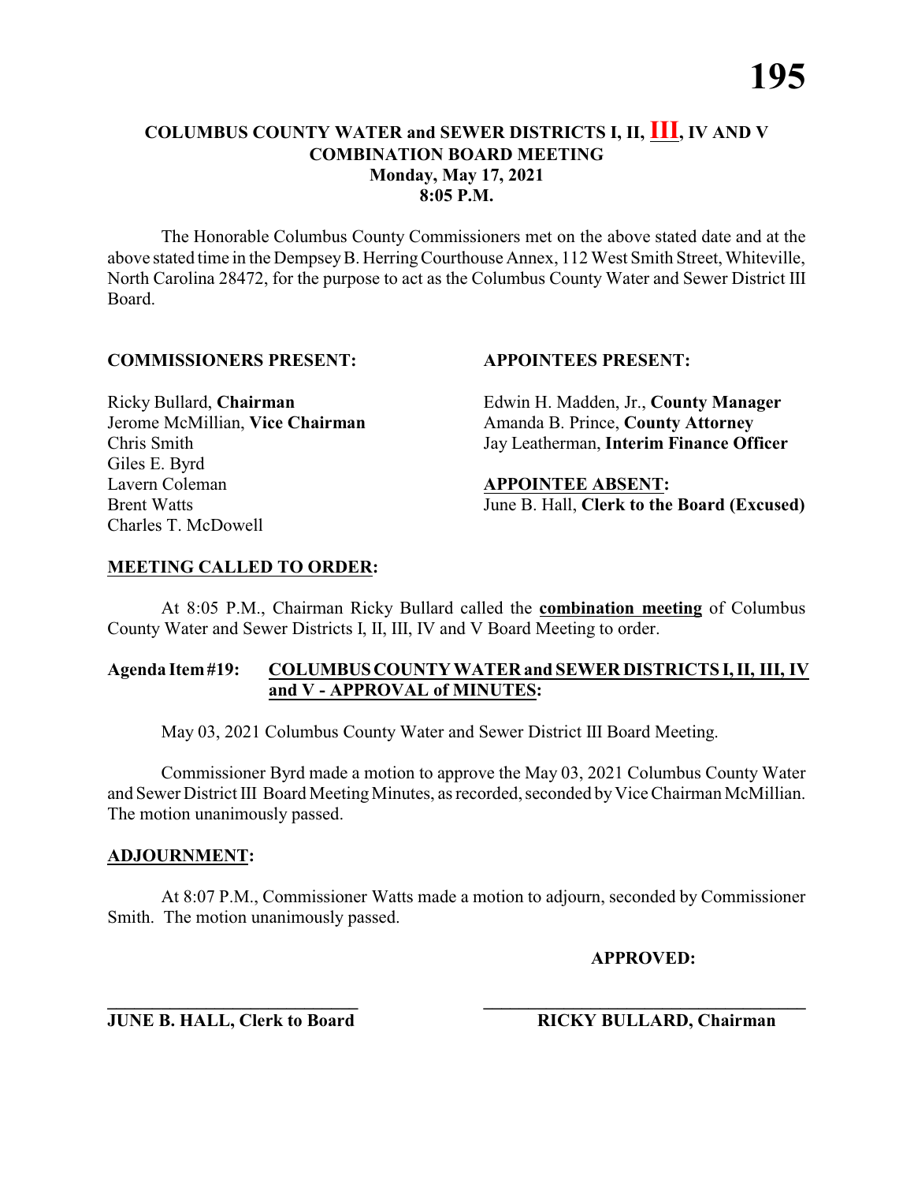# COLUMBUS COUNTY WATER and SEWER DISTRICTS I, II, III, IV AND V COMBINATION BOARD MEETING

**Monday, May 17, 2021**
**8:05 P.M.**

The Honorable Columbus County Commissioners met on the above stated date and at the above stated time in the Dempsey B. Herring Courthouse Annex, 112 West Smith Street, Whiteville, North Carolina 28472, for the purpose to act as the Columbus County Water and Sewer District III Board.

**COMMISSIONERS PRESENT:**

Ricky Bullard, **Chairman**
Jerome McMillian, **Vice Chairman**
Chris Smith
Giles E. Byrd
Lavern Coleman
Brent Watts
Charles T. McDowell

**APPOINTEES PRESENT:**

Edwin H. Madden, Jr., **County Manager**
Amanda B. Prince, **County Attorney**
Jay Leatherman, **Interim Finance Officer**

**APPOINTEE ABSENT:**

June B. Hall, **Clerk to the Board (Excused)**

**MEETING CALLED TO ORDER:**

At 8:05 P.M., Chairman Ricky Bullard called the **combination meeting** of Columbus County Water and Sewer Districts I, II, III, IV and V Board Meeting to order.

**Agenda Item #19: COLUMBUS COUNTY WATER and SEWER DISTRICTS I, II, III, IV and V - APPROVAL of MINUTES:**

May 03, 2021 Columbus County Water and Sewer District III Board Meeting.

Commissioner Byrd made a motion to approve the May 03, 2021 Columbus County Water and Sewer District III Board Meeting Minutes, as recorded, seconded by Vice Chairman McMillian. The motion unanimously passed.

**ADJOURNMENT:**

At 8:07 P.M., Commissioner Watts made a motion to adjourn, seconded by Commissioner Smith. The motion unanimously passed.

**APPROVED:**

\_\_\_\_\_\_\_\_\_\_\_\_\_\_\_\_\_\_\_\_\_\_\_\_\_\_\_\_
**JUNE B. HALL, Clerk to Board**

\_\_\_\_\_\_\_\_\_\_\_\_\_\_\_\_\_\_\_\_\_\_\_\_\_\_\_\_
**RICKY BULLARD, Chairman**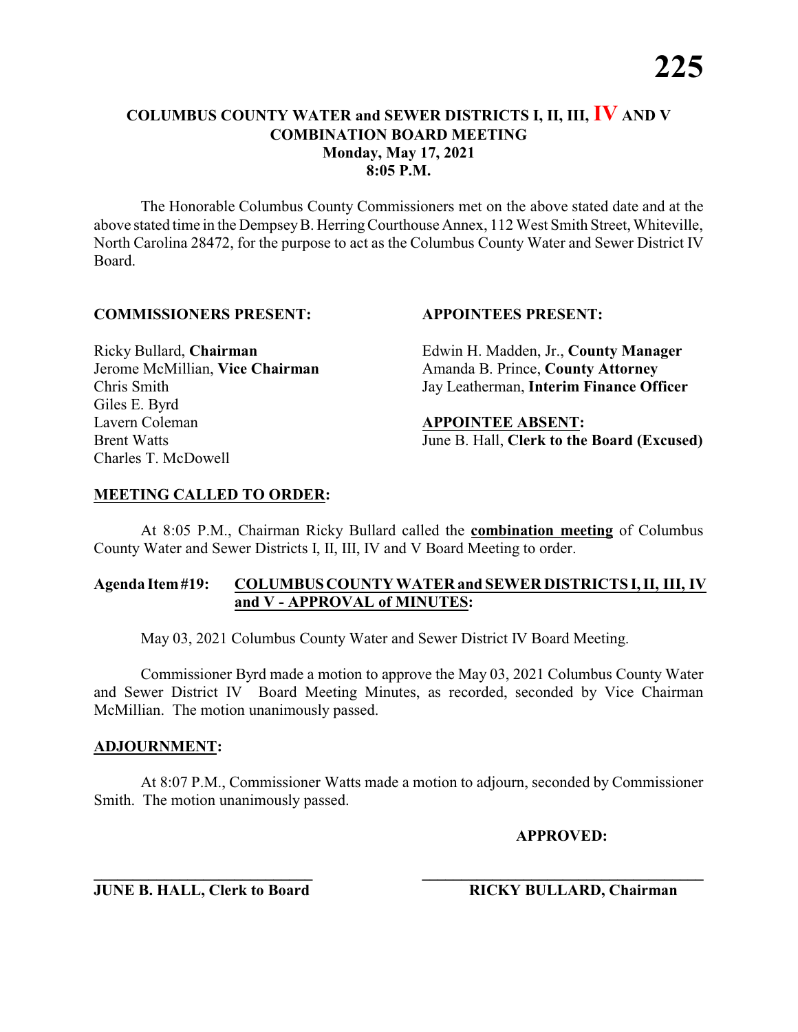# COLUMBUS COUNTY WATER and SEWER DISTRICTS I, II, III, IV AND V
## COMBINATION BOARD MEETING
### Monday, May 17, 2021
### 8:05 P.M.

The Honorable Columbus County Commissioners met on the above stated date and at the above stated time in the Dempsey B. Herring Courthouse Annex, 112 West Smith Street, Whiteville, North Carolina 28472, for the purpose to act as the Columbus County Water and Sewer District IV Board.

**COMMISSIONERS PRESENT:**

Ricky Bullard, **Chairman**
Jerome McMillian, **Vice Chairman**
Chris Smith
Giles E. Byrd
Lavern Coleman
Brent Watts
Charles T. McDowell

**APPOINTEES PRESENT:**

Edwin H. Madden, Jr., **County Manager**
Amanda B. Prince, **County Attorney**
Jay Leatherman, **Interim Finance Officer**

**APPOINTEE ABSENT:**

June B. Hall, **Clerk to the Board (Excused)**

**MEETING CALLED TO ORDER:**

At 8:05 P.M., Chairman Ricky Bullard called the **combination meeting** of Columbus County Water and Sewer Districts I, II, III, IV and V Board Meeting to order.

**Agenda Item #19: COLUMBUS COUNTY WATER and SEWER DISTRICTS I, II, III, IV and V - APPROVAL of MINUTES:**

May 03, 2021 Columbus County Water and Sewer District IV Board Meeting.

Commissioner Byrd made a motion to approve the May 03, 2021 Columbus County Water and Sewer District IV Board Meeting Minutes, as recorded, seconded by Vice Chairman McMillian. The motion unanimously passed.

**ADJOURNMENT:**

At 8:07 P.M., Commissioner Watts made a motion to adjourn, seconded by Commissioner Smith. The motion unanimously passed.

**APPROVED:**

\_\_\_\_\_\_\_\_\_\_\_\_\_\_\_\_\_\_\_\_\_\_\_\_\_\_\_\_
**JUNE B. HALL, Clerk to Board**

\_\_\_\_\_\_\_\_\_\_\_\_\_\_\_\_\_\_\_\_\_\_\_\_\_\_\_\_
**RICKY BULLARD, Chairman**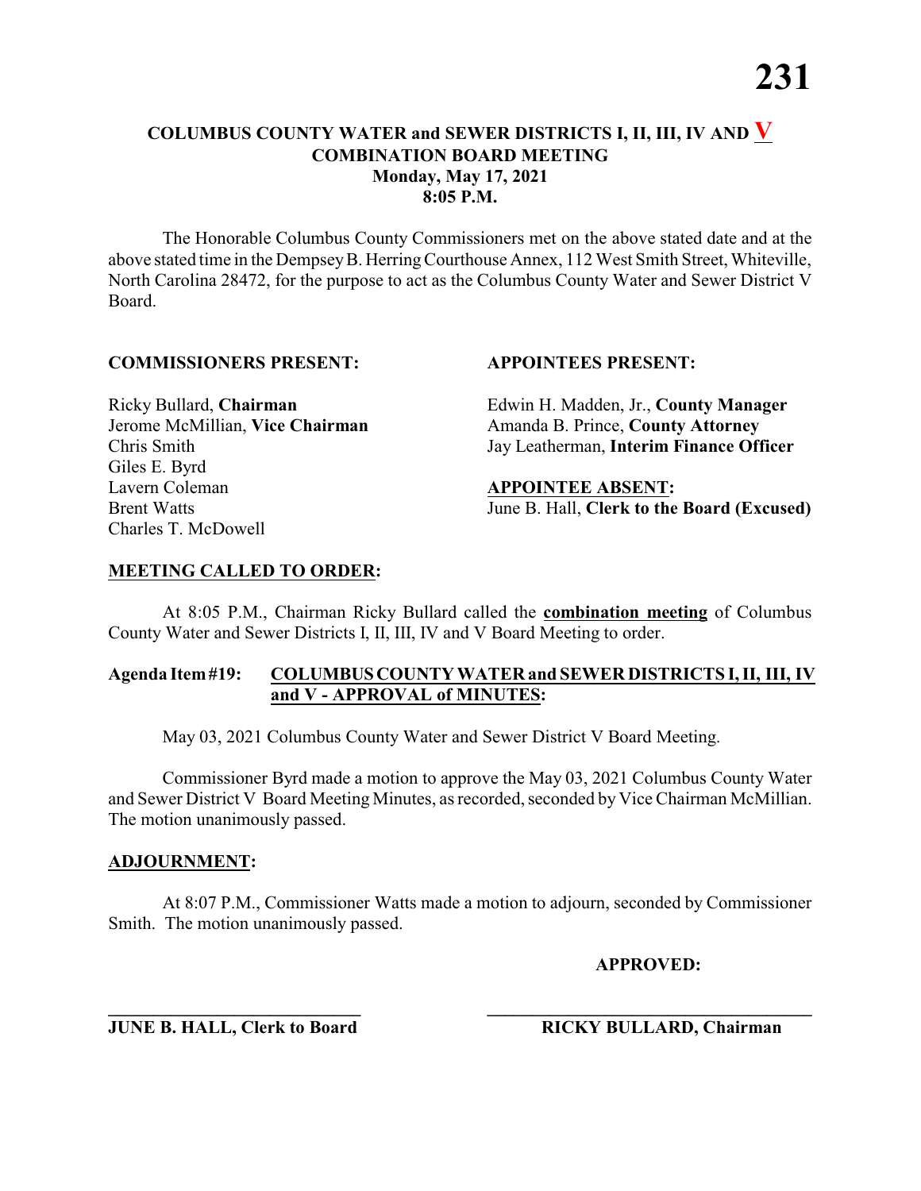# COLUMBUS COUNTY WATER and SEWER DISTRICTS I, II, III, IV AND V
## COMBINATION BOARD MEETING
### Monday, May 17, 2021
### 8:05 P.M.

The Honorable Columbus County Commissioners met on the above stated date and at the above stated time in the Dempsey B. Herring Courthouse Annex, 112 West Smith Street, Whiteville, North Carolina 28472, for the purpose to act as the Columbus County Water and Sewer District V Board.

**COMMISSIONERS PRESENT:**

Ricky Bullard, **Chairman**
Jerome McMillian, **Vice Chairman**
Chris Smith
Giles E. Byrd
Lavern Coleman
Brent Watts
Charles T. McDowell

**APPOINTEES PRESENT:**

Edwin H. Madden, Jr., **County Manager**
Amanda B. Prince, **County Attorney**
Jay Leatherman, **Interim Finance Officer**

**APPOINTEE ABSENT:**

June B. Hall, **Clerk to the Board (Excused)**

**MEETING CALLED TO ORDER:**

At 8:05 P.M., Chairman Ricky Bullard called the **combination meeting** of Columbus County Water and Sewer Districts I, II, III, IV and V Board Meeting to order.

**Agenda Item #19: COLUMBUS COUNTY WATER and SEWER DISTRICTS I, II, III, IV and V - APPROVAL of MINUTES:**

May 03, 2021 Columbus County Water and Sewer District V Board Meeting.

Commissioner Byrd made a motion to approve the May 03, 2021 Columbus County Water and Sewer District V Board Meeting Minutes, as recorded, seconded by Vice Chairman McMillian. The motion unanimously passed.

**ADJOURNMENT:**

At 8:07 P.M., Commissioner Watts made a motion to adjourn, seconded by Commissioner Smith. The motion unanimously passed.

**APPROVED:**

**JUNE B. HALL, Clerk to Board** **RICKY BULLARD, Chairman**